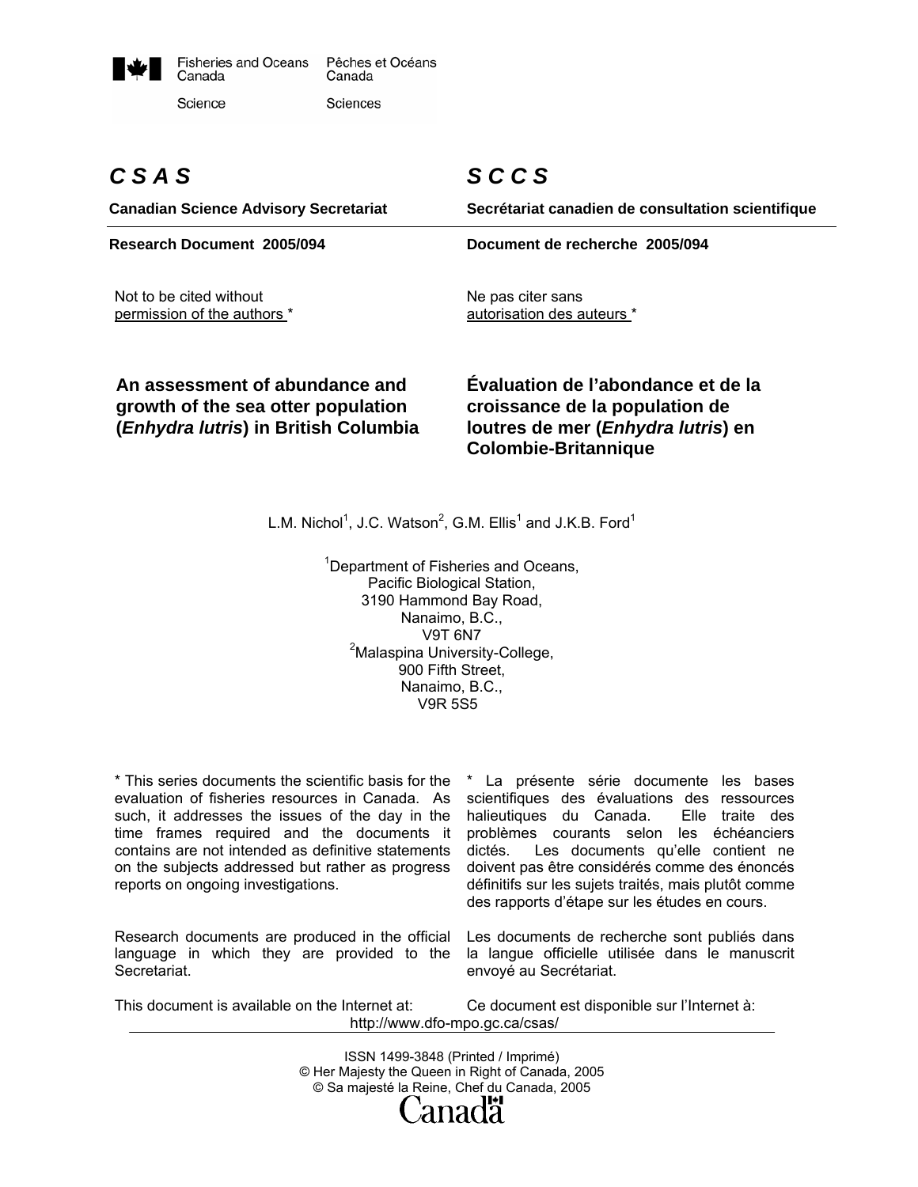Fisheries and Oceans Canada / Pêches et Océans Canada

Science / Sciences

# C S A S / S C C S

**Canadian Science Advisory Secretariat** / **Secrétariat canadien de consultation scientifique**

**Research Document 2005/094** / **Document de recherche 2005/094**

Not to be cited without permission of the authors *

Ne pas citer sans autorisation des auteurs *

## An assessment of abundance and growth of the sea otter population (*Enhydra lutris*) in British Columbia

## Évaluation de l'abondance et de la croissance de la population de loutres de mer (*Enhydra lutris*) en Colombie-Britannique

L.M. Nichol[1], J.C. Watson[2], G.M. Ellis[1] and J.K.B. Ford[1]

[1]Department of Fisheries and Oceans,
Pacific Biological Station,
3190 Hammond Bay Road,
Nanaimo, B.C.,
V9T 6N7

[2]Malaspina University-College,
900 Fifth Street,
Nanaimo, B.C.,
V9R 5S5

* This series documents the scientific basis for the evaluation of fisheries resources in Canada. As such, it addresses the issues of the day in the time frames required and the documents it contains are not intended as definitive statements on the subjects addressed but rather as progress reports on ongoing investigations.

* La présente série documente les bases scientifiques des évaluations des ressources halieutiques du Canada. Elle traite des problèmes courants selon les échéanciers dictés. Les documents qu'elle contient ne doivent pas être considérés comme des énoncés définitifs sur les sujets traités, mais plutôt comme des rapports d'étape sur les études en cours.

Research documents are produced in the official language in which they are provided to the Secretariat.

Les documents de recherche sont publiés dans la langue officielle utilisée dans le manuscrit envoyé au Secrétariat.

This document is available on the Internet at:

Ce document est disponible sur l'Internet à:

http://www.dfo-mpo.gc.ca/csas/

ISSN 1499-3848 (Printed / Imprimé)
© Her Majesty the Queen in Right of Canada, 2005
© Sa majesté la Reine, Chef du Canada, 2005

Canada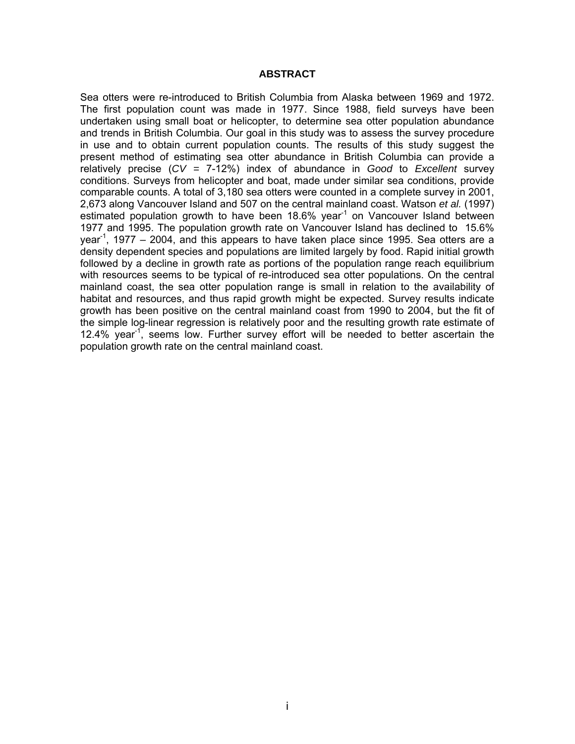# ABSTRACT

Sea otters were re-introduced to British Columbia from Alaska between 1969 and 1972. The first population count was made in 1977. Since 1988, field surveys have been undertaken using small boat or helicopter, to determine sea otter population abundance and trends in British Columbia. Our goal in this study was to assess the survey procedure in use and to obtain current population counts. The results of this study suggest the present method of estimating sea otter abundance in British Columbia can provide a relatively precise (*CV* = 7-12%) index of abundance in *Good* to *Excellent* survey conditions. Surveys from helicopter and boat, made under similar sea conditions, provide comparable counts. A total of 3,180 sea otters were counted in a complete survey in 2001, 2,673 along Vancouver Island and 507 on the central mainland coast. Watson *et al.* (1997) estimated population growth to have been 18.6% year$^{-1}$ on Vancouver Island between 1977 and 1995. The population growth rate on Vancouver Island has declined to 15.6% year$^{-1}$, 1977 – 2004, and this appears to have taken place since 1995. Sea otters are a density dependent species and populations are limited largely by food. Rapid initial growth followed by a decline in growth rate as portions of the population range reach equilibrium with resources seems to be typical of re-introduced sea otter populations. On the central mainland coast, the sea otter population range is small in relation to the availability of habitat and resources, and thus rapid growth might be expected. Survey results indicate growth has been positive on the central mainland coast from 1990 to 2004, but the fit of the simple log-linear regression is relatively poor and the resulting growth rate estimate of 12.4% year$^{-1}$, seems low. Further survey effort will be needed to better ascertain the population growth rate on the central mainland coast.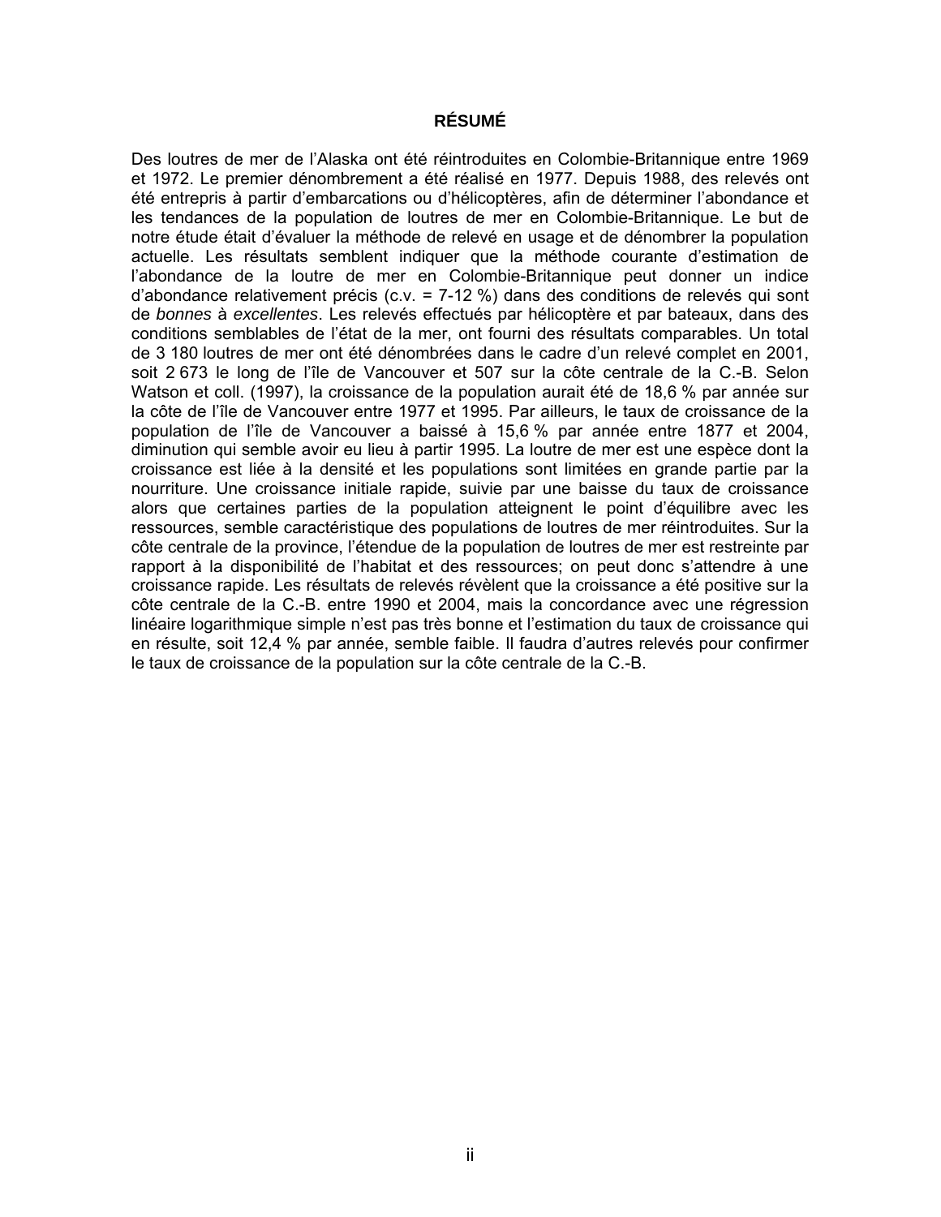# RÉSUMÉ

Des loutres de mer de l'Alaska ont été réintroduites en Colombie-Britannique entre 1969 et 1972. Le premier dénombrement a été réalisé en 1977. Depuis 1988, des relevés ont été entrepris à partir d'embarcations ou d'hélicoptères, afin de déterminer l'abondance et les tendances de la population de loutres de mer en Colombie-Britannique. Le but de notre étude était d'évaluer la méthode de relevé en usage et de dénombrer la population actuelle. Les résultats semblent indiquer que la méthode courante d'estimation de l'abondance de la loutre de mer en Colombie-Britannique peut donner un indice d'abondance relativement précis (c.v. = 7-12 %) dans des conditions de relevés qui sont de *bonnes* à *excellentes*. Les relevés effectués par hélicoptère et par bateaux, dans des conditions semblables de l'état de la mer, ont fourni des résultats comparables. Un total de 3 180 loutres de mer ont été dénombrées dans le cadre d'un relevé complet en 2001, soit 2 673 le long de l'île de Vancouver et 507 sur la côte centrale de la C.-B. Selon Watson et coll. (1997), la croissance de la population aurait été de 18,6 % par année sur la côte de l'île de Vancouver entre 1977 et 1995. Par ailleurs, le taux de croissance de la population de l'île de Vancouver a baissé à 15,6 % par année entre 1877 et 2004, diminution qui semble avoir eu lieu à partir 1995. La loutre de mer est une espèce dont la croissance est liée à la densité et les populations sont limitées en grande partie par la nourriture. Une croissance initiale rapide, suivie par une baisse du taux de croissance alors que certaines parties de la population atteignent le point d'équilibre avec les ressources, semble caractéristique des populations de loutres de mer réintroduites. Sur la côte centrale de la province, l'étendue de la population de loutres de mer est restreinte par rapport à la disponibilité de l'habitat et des ressources; on peut donc s'attendre à une croissance rapide. Les résultats de relevés révèlent que la croissance a été positive sur la côte centrale de la C.-B. entre 1990 et 2004, mais la concordance avec une régression linéaire logarithmique simple n'est pas très bonne et l'estimation du taux de croissance qui en résulte, soit 12,4 % par année, semble faible. Il faudra d'autres relevés pour confirmer le taux de croissance de la population sur la côte centrale de la C.-B.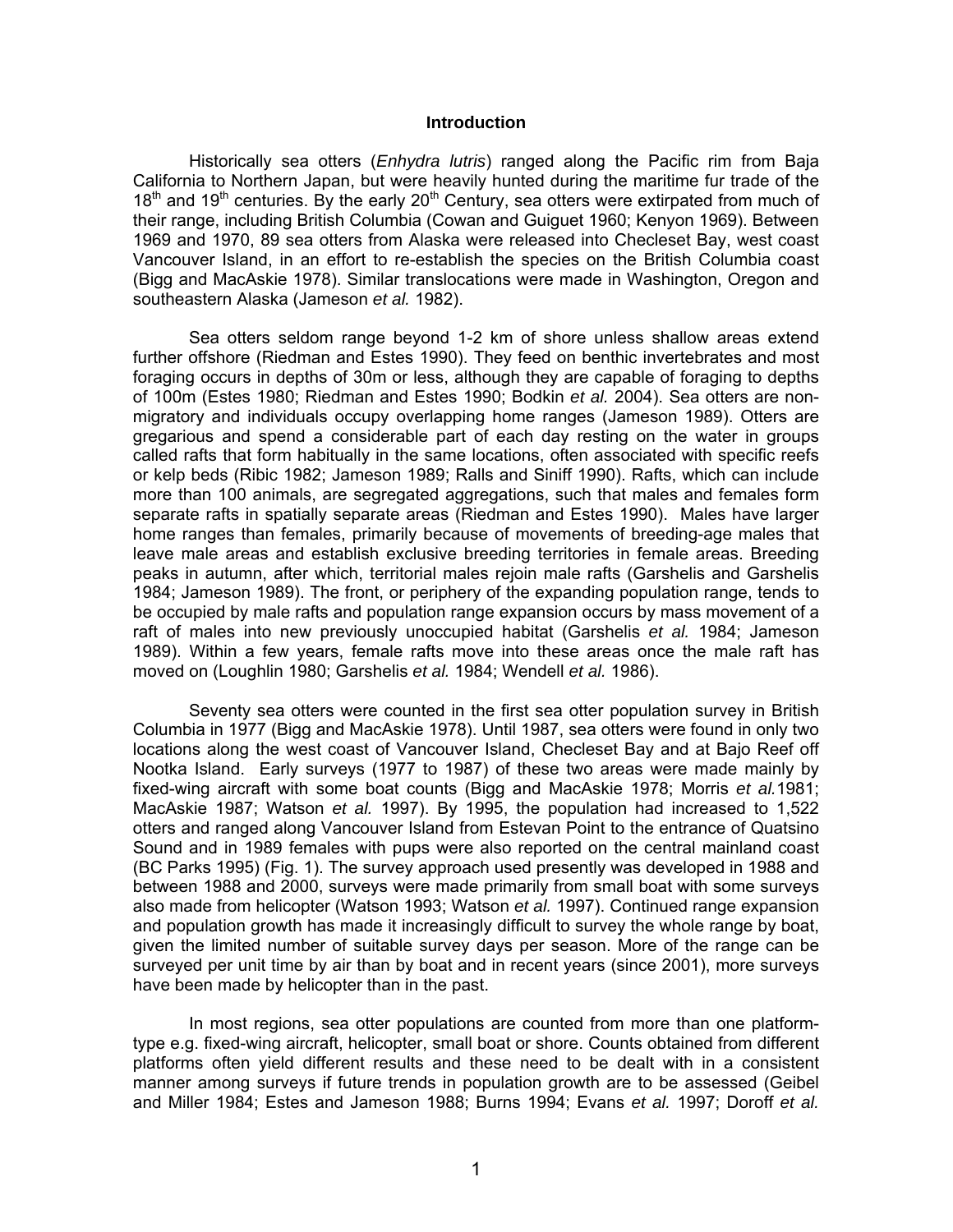## Introduction

Historically sea otters (*Enhydra lutris*) ranged along the Pacific rim from Baja California to Northern Japan, but were heavily hunted during the maritime fur trade of the 18th and 19th centuries. By the early 20th Century, sea otters were extirpated from much of their range, including British Columbia (Cowan and Guiguet 1960; Kenyon 1969). Between 1969 and 1970, 89 sea otters from Alaska were released into Checleset Bay, west coast Vancouver Island, in an effort to re-establish the species on the British Columbia coast (Bigg and MacAskie 1978). Similar translocations were made in Washington, Oregon and southeastern Alaska (Jameson *et al.* 1982).

Sea otters seldom range beyond 1-2 km of shore unless shallow areas extend further offshore (Riedman and Estes 1990). They feed on benthic invertebrates and most foraging occurs in depths of 30m or less, although they are capable of foraging to depths of 100m (Estes 1980; Riedman and Estes 1990; Bodkin *et al.* 2004). Sea otters are non-migratory and individuals occupy overlapping home ranges (Jameson 1989). Otters are gregarious and spend a considerable part of each day resting on the water in groups called rafts that form habitually in the same locations, often associated with specific reefs or kelp beds (Ribic 1982; Jameson 1989; Ralls and Siniff 1990). Rafts, which can include more than 100 animals, are segregated aggregations, such that males and females form separate rafts in spatially separate areas (Riedman and Estes 1990). Males have larger home ranges than females, primarily because of movements of breeding-age males that leave male areas and establish exclusive breeding territories in female areas. Breeding peaks in autumn, after which, territorial males rejoin male rafts (Garshelis and Garshelis 1984; Jameson 1989). The front, or periphery of the expanding population range, tends to be occupied by male rafts and population range expansion occurs by mass movement of a raft of males into new previously unoccupied habitat (Garshelis *et al.* 1984; Jameson 1989). Within a few years, female rafts move into these areas once the male raft has moved on (Loughlin 1980; Garshelis *et al.* 1984; Wendell *et al.* 1986).

Seventy sea otters were counted in the first sea otter population survey in British Columbia in 1977 (Bigg and MacAskie 1978). Until 1987, sea otters were found in only two locations along the west coast of Vancouver Island, Checleset Bay and at Bajo Reef off Nootka Island. Early surveys (1977 to 1987) of these two areas were made mainly by fixed-wing aircraft with some boat counts (Bigg and MacAskie 1978; Morris *et al.*1981; MacAskie 1987; Watson *et al.* 1997). By 1995, the population had increased to 1,522 otters and ranged along Vancouver Island from Estevan Point to the entrance of Quatsino Sound and in 1989 females with pups were also reported on the central mainland coast (BC Parks 1995) (Fig. 1). The survey approach used presently was developed in 1988 and between 1988 and 2000, surveys were made primarily from small boat with some surveys also made from helicopter (Watson 1993; Watson *et al.* 1997). Continued range expansion and population growth has made it increasingly difficult to survey the whole range by boat, given the limited number of suitable survey days per season. More of the range can be surveyed per unit time by air than by boat and in recent years (since 2001), more surveys have been made by helicopter than in the past.

In most regions, sea otter populations are counted from more than one platform-type e.g. fixed-wing aircraft, helicopter, small boat or shore. Counts obtained from different platforms often yield different results and these need to be dealt with in a consistent manner among surveys if future trends in population growth are to be assessed (Geibel and Miller 1984; Estes and Jameson 1988; Burns 1994; Evans *et al.* 1997; Doroff *et al.*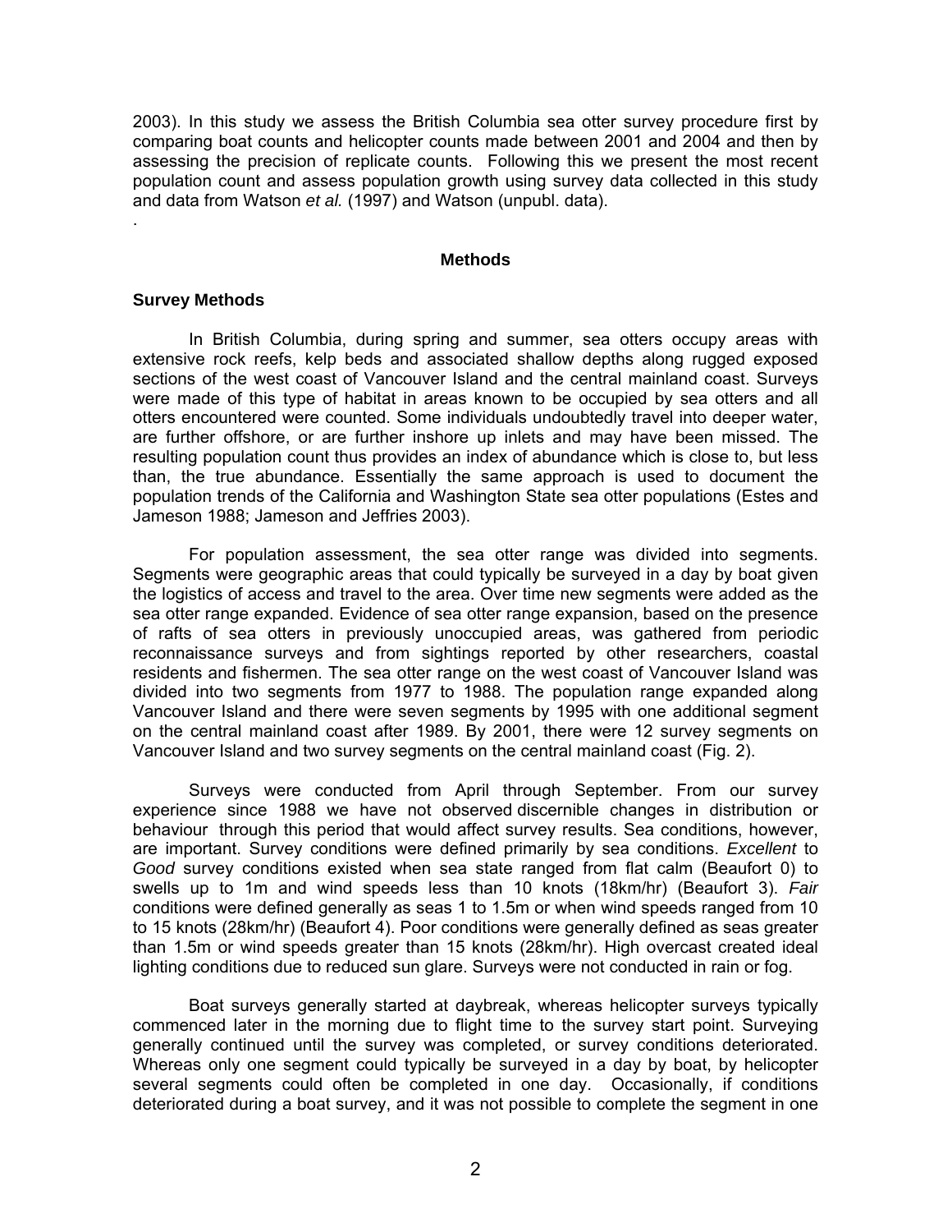2003). In this study we assess the British Columbia sea otter survey procedure first by comparing boat counts and helicopter counts made between 2001 and 2004 and then by assessing the precision of replicate counts. Following this we present the most recent population count and assess population growth using survey data collected in this study and data from Watson *et al.* (1997) and Watson (unpubl. data).

.

## Methods

### Survey Methods

In British Columbia, during spring and summer, sea otters occupy areas with extensive rock reefs, kelp beds and associated shallow depths along rugged exposed sections of the west coast of Vancouver Island and the central mainland coast. Surveys were made of this type of habitat in areas known to be occupied by sea otters and all otters encountered were counted. Some individuals undoubtedly travel into deeper water, are further offshore, or are further inshore up inlets and may have been missed. The resulting population count thus provides an index of abundance which is close to, but less than, the true abundance. Essentially the same approach is used to document the population trends of the California and Washington State sea otter populations (Estes and Jameson 1988; Jameson and Jeffries 2003).

For population assessment, the sea otter range was divided into segments. Segments were geographic areas that could typically be surveyed in a day by boat given the logistics of access and travel to the area. Over time new segments were added as the sea otter range expanded. Evidence of sea otter range expansion, based on the presence of rafts of sea otters in previously unoccupied areas, was gathered from periodic reconnaissance surveys and from sightings reported by other researchers, coastal residents and fishermen. The sea otter range on the west coast of Vancouver Island was divided into two segments from 1977 to 1988. The population range expanded along Vancouver Island and there were seven segments by 1995 with one additional segment on the central mainland coast after 1989. By 2001, there were 12 survey segments on Vancouver Island and two survey segments on the central mainland coast (Fig. 2).

Surveys were conducted from April through September. From our survey experience since 1988 we have not observed discernible changes in distribution or behaviour through this period that would affect survey results. Sea conditions, however, are important. Survey conditions were defined primarily by sea conditions. *Excellent* to *Good* survey conditions existed when sea state ranged from flat calm (Beaufort 0) to swells up to 1m and wind speeds less than 10 knots (18km/hr) (Beaufort 3). *Fair* conditions were defined generally as seas 1 to 1.5m or when wind speeds ranged from 10 to 15 knots (28km/hr) (Beaufort 4). Poor conditions were generally defined as seas greater than 1.5m or wind speeds greater than 15 knots (28km/hr). High overcast created ideal lighting conditions due to reduced sun glare. Surveys were not conducted in rain or fog.

Boat surveys generally started at daybreak, whereas helicopter surveys typically commenced later in the morning due to flight time to the survey start point. Surveying generally continued until the survey was completed, or survey conditions deteriorated. Whereas only one segment could typically be surveyed in a day by boat, by helicopter several segments could often be completed in one day. Occasionally, if conditions deteriorated during a boat survey, and it was not possible to complete the segment in one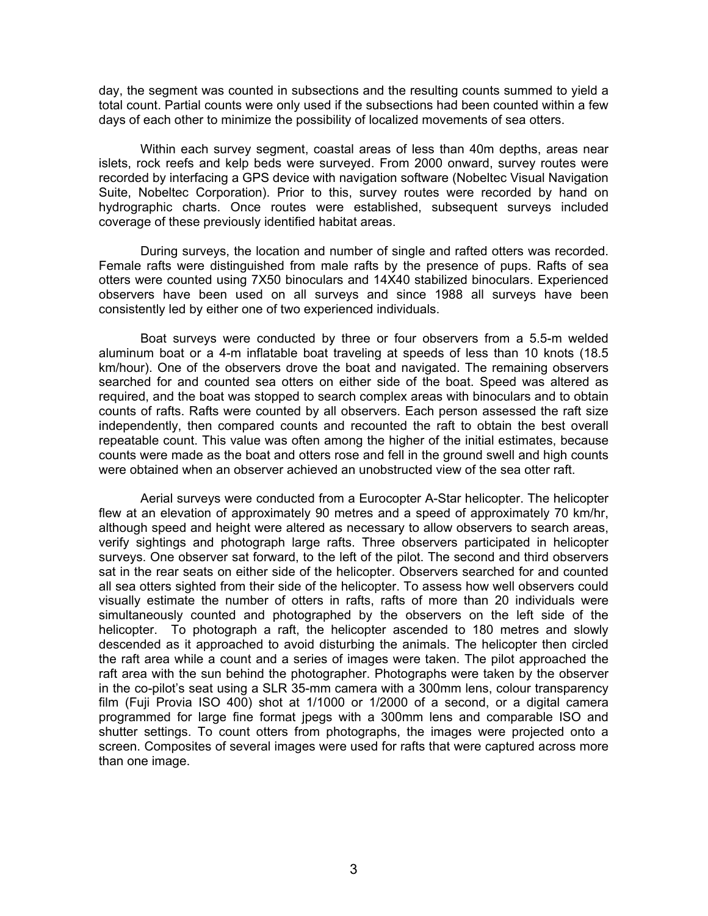day, the segment was counted in subsections and the resulting counts summed to yield a total count. Partial counts were only used if the subsections had been counted within a few days of each other to minimize the possibility of localized movements of sea otters.

Within each survey segment, coastal areas of less than 40m depths, areas near islets, rock reefs and kelp beds were surveyed. From 2000 onward, survey routes were recorded by interfacing a GPS device with navigation software (Nobeltec Visual Navigation Suite, Nobeltec Corporation). Prior to this, survey routes were recorded by hand on hydrographic charts. Once routes were established, subsequent surveys included coverage of these previously identified habitat areas.

During surveys, the location and number of single and rafted otters was recorded. Female rafts were distinguished from male rafts by the presence of pups. Rafts of sea otters were counted using 7X50 binoculars and 14X40 stabilized binoculars. Experienced observers have been used on all surveys and since 1988 all surveys have been consistently led by either one of two experienced individuals.

Boat surveys were conducted by three or four observers from a 5.5-m welded aluminum boat or a 4-m inflatable boat traveling at speeds of less than 10 knots (18.5 km/hour). One of the observers drove the boat and navigated. The remaining observers searched for and counted sea otters on either side of the boat. Speed was altered as required, and the boat was stopped to search complex areas with binoculars and to obtain counts of rafts. Rafts were counted by all observers. Each person assessed the raft size independently, then compared counts and recounted the raft to obtain the best overall repeatable count. This value was often among the higher of the initial estimates, because counts were made as the boat and otters rose and fell in the ground swell and high counts were obtained when an observer achieved an unobstructed view of the sea otter raft.

Aerial surveys were conducted from a Eurocopter A-Star helicopter. The helicopter flew at an elevation of approximately 90 metres and a speed of approximately 70 km/hr, although speed and height were altered as necessary to allow observers to search areas, verify sightings and photograph large rafts. Three observers participated in helicopter surveys. One observer sat forward, to the left of the pilot. The second and third observers sat in the rear seats on either side of the helicopter. Observers searched for and counted all sea otters sighted from their side of the helicopter. To assess how well observers could visually estimate the number of otters in rafts, rafts of more than 20 individuals were simultaneously counted and photographed by the observers on the left side of the helicopter. To photograph a raft, the helicopter ascended to 180 metres and slowly descended as it approached to avoid disturbing the animals. The helicopter then circled the raft area while a count and a series of images were taken. The pilot approached the raft area with the sun behind the photographer. Photographs were taken by the observer in the co-pilot's seat using a SLR 35-mm camera with a 300mm lens, colour transparency film (Fuji Provia ISO 400) shot at 1/1000 or 1/2000 of a second, or a digital camera programmed for large fine format jpegs with a 300mm lens and comparable ISO and shutter settings. To count otters from photographs, the images were projected onto a screen. Composites of several images were used for rafts that were captured across more than one image.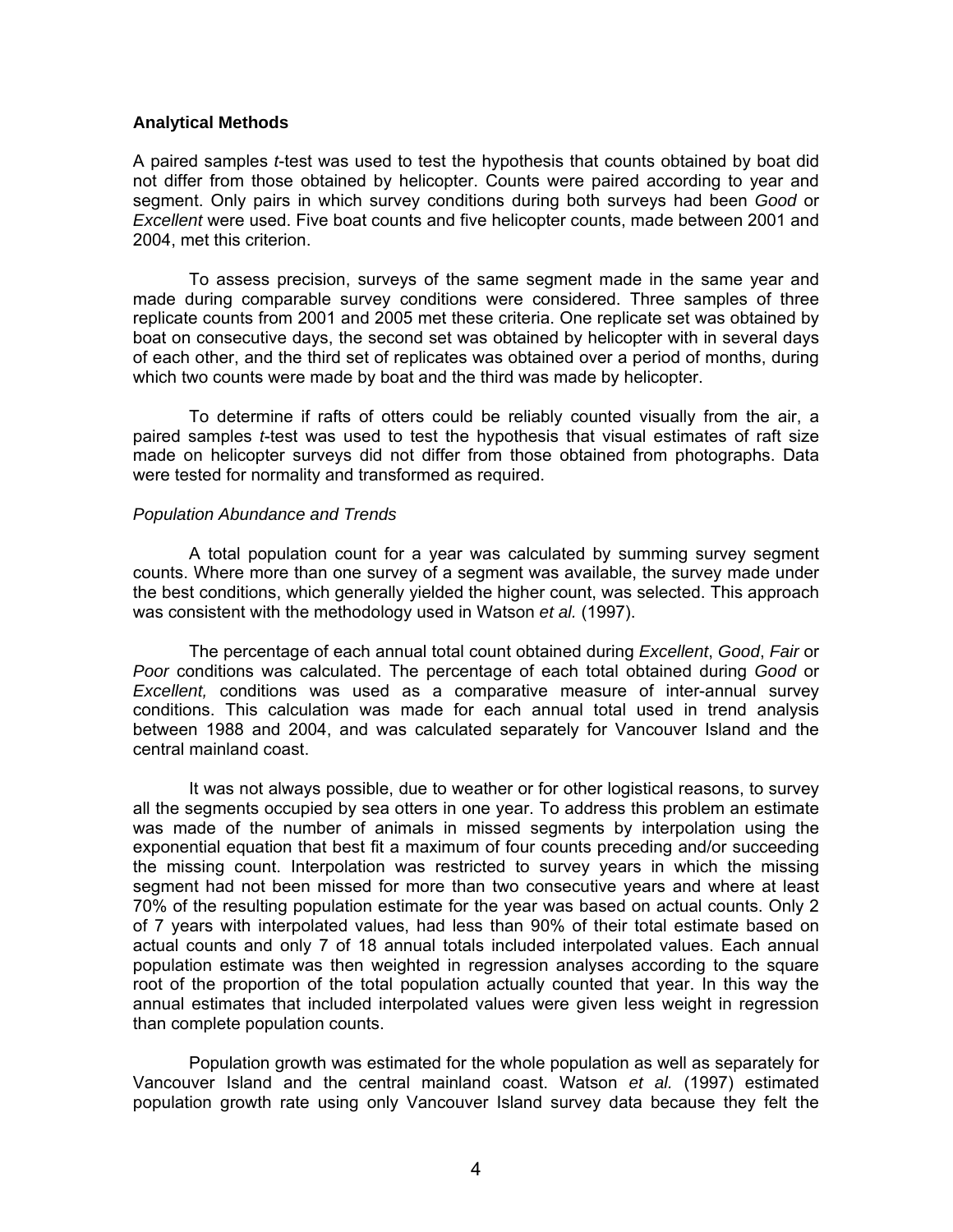### Analytical Methods

A paired samples *t*-test was used to test the hypothesis that counts obtained by boat did not differ from those obtained by helicopter. Counts were paired according to year and segment. Only pairs in which survey conditions during both surveys had been *Good* or *Excellent* were used. Five boat counts and five helicopter counts, made between 2001 and 2004, met this criterion.

To assess precision, surveys of the same segment made in the same year and made during comparable survey conditions were considered. Three samples of three replicate counts from 2001 and 2005 met these criteria. One replicate set was obtained by boat on consecutive days, the second set was obtained by helicopter with in several days of each other, and the third set of replicates was obtained over a period of months, during which two counts were made by boat and the third was made by helicopter.

To determine if rafts of otters could be reliably counted visually from the air, a paired samples *t*-test was used to test the hypothesis that visual estimates of raft size made on helicopter surveys did not differ from those obtained from photographs. Data were tested for normality and transformed as required.

#### *Population Abundance and Trends*

A total population count for a year was calculated by summing survey segment counts. Where more than one survey of a segment was available, the survey made under the best conditions, which generally yielded the higher count, was selected. This approach was consistent with the methodology used in Watson *et al.* (1997).

The percentage of each annual total count obtained during *Excellent*, *Good*, *Fair* or *Poor* conditions was calculated. The percentage of each total obtained during *Good* or *Excellent,* conditions was used as a comparative measure of inter-annual survey conditions. This calculation was made for each annual total used in trend analysis between 1988 and 2004, and was calculated separately for Vancouver Island and the central mainland coast.

It was not always possible, due to weather or for other logistical reasons, to survey all the segments occupied by sea otters in one year. To address this problem an estimate was made of the number of animals in missed segments by interpolation using the exponential equation that best fit a maximum of four counts preceding and/or succeeding the missing count. Interpolation was restricted to survey years in which the missing segment had not been missed for more than two consecutive years and where at least 70% of the resulting population estimate for the year was based on actual counts. Only 2 of 7 years with interpolated values, had less than 90% of their total estimate based on actual counts and only 7 of 18 annual totals included interpolated values. Each annual population estimate was then weighted in regression analyses according to the square root of the proportion of the total population actually counted that year. In this way the annual estimates that included interpolated values were given less weight in regression than complete population counts.

Population growth was estimated for the whole population as well as separately for Vancouver Island and the central mainland coast. Watson *et al.* (1997) estimated population growth rate using only Vancouver Island survey data because they felt the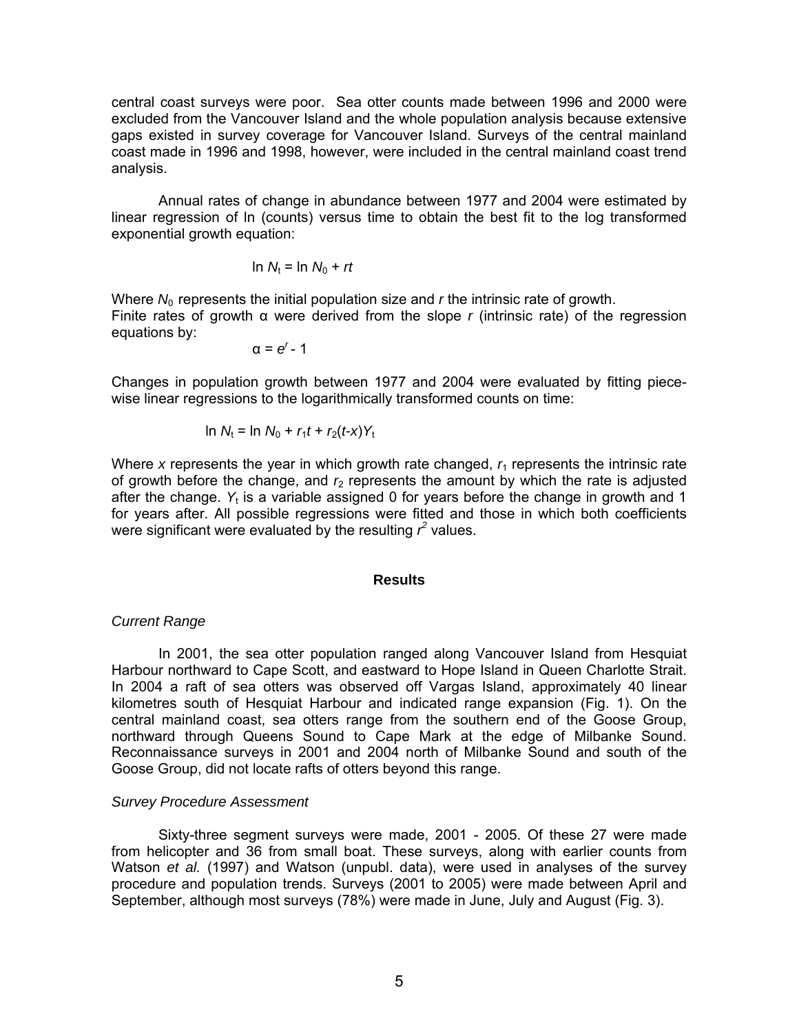central coast surveys were poor. Sea otter counts made between 1996 and 2000 were excluded from the Vancouver Island and the whole population analysis because extensive gaps existed in survey coverage for Vancouver Island. Surveys of the central mainland coast made in 1996 and 1998, however, were included in the central mainland coast trend analysis.

Annual rates of change in abundance between 1977 and 2004 were estimated by linear regression of ln (counts) versus time to obtain the best fit to the log transformed exponential growth equation:

$$\ln N_t = \ln N_0 + rt$$

Where $N_0$ represents the initial population size and $r$ the intrinsic rate of growth.
Finite rates of growth α were derived from the slope $r$ (intrinsic rate) of the regression equations by:

$$\alpha = e^r - 1$$

Changes in population growth between 1977 and 2004 were evaluated by fitting piece-wise linear regressions to the logarithmically transformed counts on time:

$$\ln N_t = \ln N_0 + r_1 t + r_2(t-x)Y_t$$

Where $x$ represents the year in which growth rate changed, $r_1$ represents the intrinsic rate of growth before the change, and $r_2$ represents the amount by which the rate is adjusted after the change. $Y_t$ is a variable assigned 0 for years before the change in growth and 1 for years after. All possible regressions were fitted and those in which both coefficients were significant were evaluated by the resulting $r^2$ values.

## Results

### *Current Range*

In 2001, the sea otter population ranged along Vancouver Island from Hesquiat Harbour northward to Cape Scott, and eastward to Hope Island in Queen Charlotte Strait. In 2004 a raft of sea otters was observed off Vargas Island, approximately 40 linear kilometres south of Hesquiat Harbour and indicated range expansion (Fig. 1). On the central mainland coast, sea otters range from the southern end of the Goose Group, northward through Queens Sound to Cape Mark at the edge of Milbanke Sound. Reconnaissance surveys in 2001 and 2004 north of Milbanke Sound and south of the Goose Group, did not locate rafts of otters beyond this range.

### *Survey Procedure Assessment*

Sixty-three segment surveys were made, 2001 - 2005. Of these 27 were made from helicopter and 36 from small boat. These surveys, along with earlier counts from Watson *et al.* (1997) and Watson (unpubl. data), were used in analyses of the survey procedure and population trends. Surveys (2001 to 2005) were made between April and September, although most surveys (78%) were made in June, July and August (Fig. 3).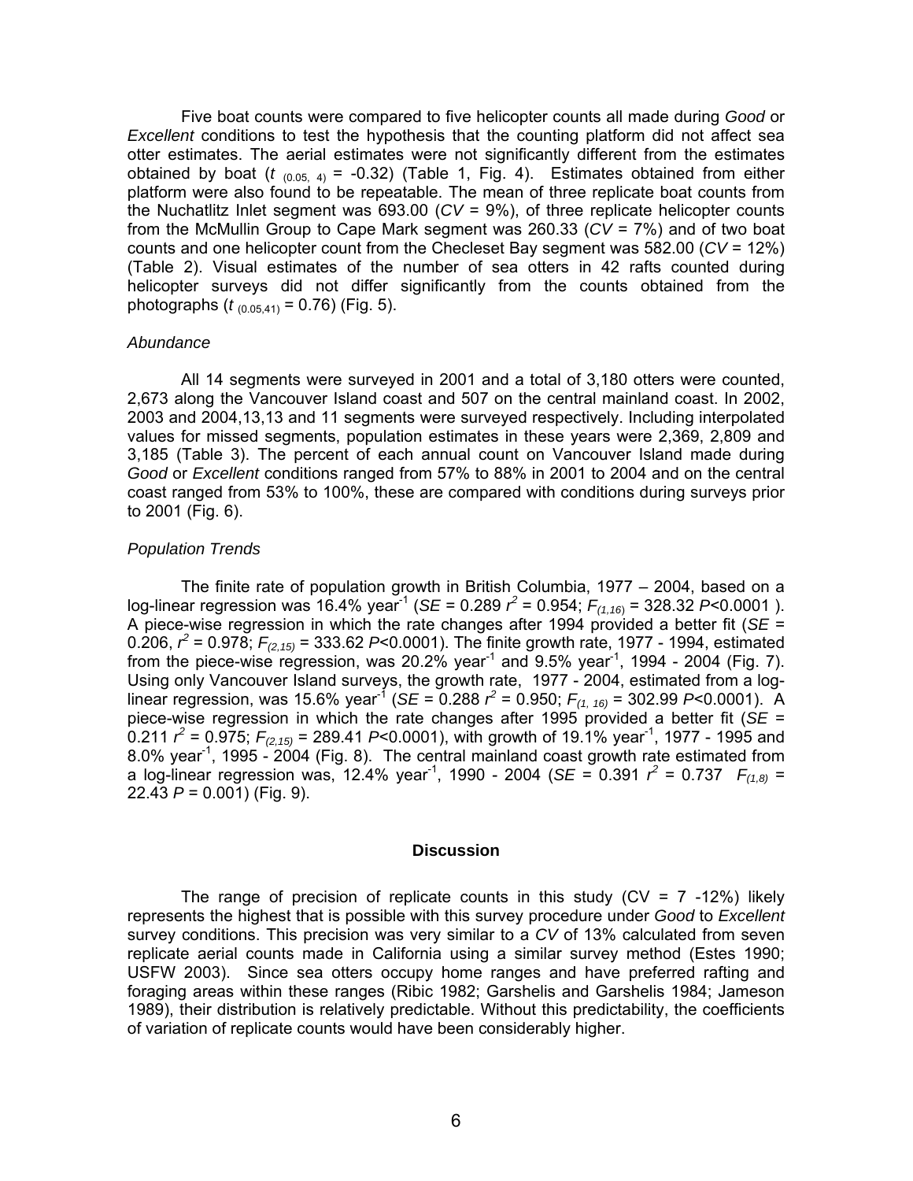Five boat counts were compared to five helicopter counts all made during *Good* or *Excellent* conditions to test the hypothesis that the counting platform did not affect sea otter estimates. The aerial estimates were not significantly different from the estimates obtained by boat ($t_{(0.05,\ 4)}$ = -0.32) (Table 1, Fig. 4). Estimates obtained from either platform were also found to be repeatable. The mean of three replicate boat counts from the Nuchatlitz Inlet segment was 693.00 (*CV* = 9%), of three replicate helicopter counts from the McMullin Group to Cape Mark segment was 260.33 (*CV* = 7%) and of two boat counts and one helicopter count from the Checleset Bay segment was 582.00 (*CV* = 12%) (Table 2). Visual estimates of the number of sea otters in 42 rafts counted during helicopter surveys did not differ significantly from the counts obtained from the photographs ($t_{(0.05,41)}$ = 0.76) (Fig. 5).

*Abundance*

All 14 segments were surveyed in 2001 and a total of 3,180 otters were counted, 2,673 along the Vancouver Island coast and 507 on the central mainland coast. In 2002, 2003 and 2004,13,13 and 11 segments were surveyed respectively. Including interpolated values for missed segments, population estimates in these years were 2,369, 2,809 and 3,185 (Table 3). The percent of each annual count on Vancouver Island made during *Good* or *Excellent* conditions ranged from 57% to 88% in 2001 to 2004 and on the central coast ranged from 53% to 100%, these are compared with conditions during surveys prior to 2001 (Fig. 6).

*Population Trends*

The finite rate of population growth in British Columbia, 1977 – 2004, based on a log-linear regression was 16.4% year$^{-1}$ (*SE* = 0.289 $r^2$ = 0.954; $F_{(1,16)}$ = 328.32 $P$<0.0001 ). A piece-wise regression in which the rate changes after 1994 provided a better fit (*SE* = 0.206, $r^2$ = 0.978; $F_{(2,15)}$ = 333.62 $P$<0.0001). The finite growth rate, 1977 - 1994, estimated from the piece-wise regression, was 20.2% year$^{-1}$ and 9.5% year$^{-1}$, 1994 - 2004 (Fig. 7). Using only Vancouver Island surveys, the growth rate, 1977 - 2004, estimated from a log-linear regression, was 15.6% year$^{-1}$ (*SE* = 0.288 $r^2$ = 0.950; $F_{(1,\ 16)}$ = 302.99 $P$<0.0001). A piece-wise regression in which the rate changes after 1995 provided a better fit (*SE* = 0.211 $r^2$ = 0.975; $F_{(2,15)}$ = 289.41 $P$<0.0001), with growth of 19.1% year$^{-1}$, 1977 - 1995 and 8.0% year$^{-1}$, 1995 - 2004 (Fig. 8). The central mainland coast growth rate estimated from a log-linear regression was, 12.4% year$^{-1}$, 1990 - 2004 (*SE* = 0.391 $r^2$ = 0.737 $F_{(1,8)}$ = 22.43 $P$ = 0.001) (Fig. 9).

## Discussion

The range of precision of replicate counts in this study (CV = 7 -12%) likely represents the highest that is possible with this survey procedure under *Good* to *Excellent* survey conditions. This precision was very similar to a *CV* of 13% calculated from seven replicate aerial counts made in California using a similar survey method (Estes 1990; USFW 2003). Since sea otters occupy home ranges and have preferred rafting and foraging areas within these ranges (Ribic 1982; Garshelis and Garshelis 1984; Jameson 1989), their distribution is relatively predictable. Without this predictability, the coefficients of variation of replicate counts would have been considerably higher.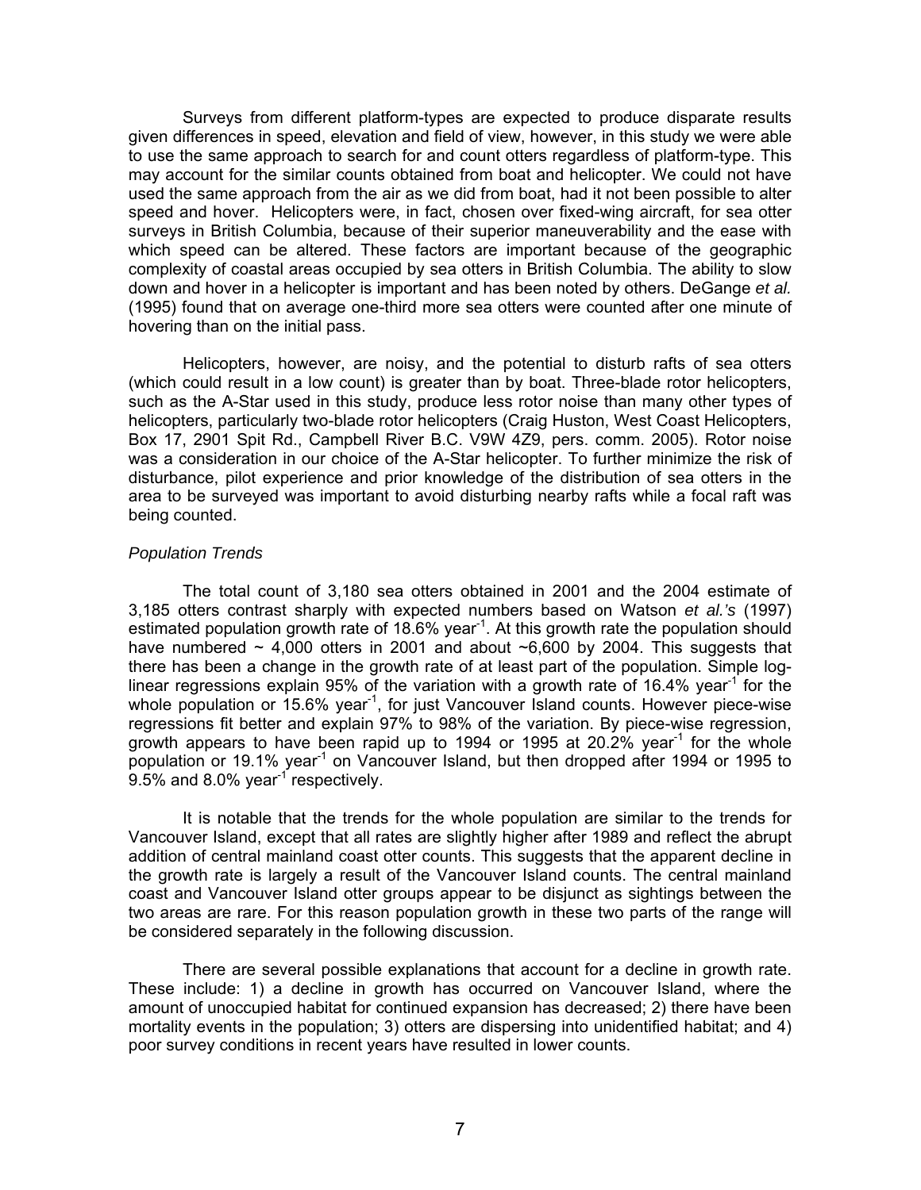Surveys from different platform-types are expected to produce disparate results given differences in speed, elevation and field of view, however, in this study we were able to use the same approach to search for and count otters regardless of platform-type. This may account for the similar counts obtained from boat and helicopter. We could not have used the same approach from the air as we did from boat, had it not been possible to alter speed and hover. Helicopters were, in fact, chosen over fixed-wing aircraft, for sea otter surveys in British Columbia, because of their superior maneuverability and the ease with which speed can be altered. These factors are important because of the geographic complexity of coastal areas occupied by sea otters in British Columbia. The ability to slow down and hover in a helicopter is important and has been noted by others. DeGange *et al.* (1995) found that on average one-third more sea otters were counted after one minute of hovering than on the initial pass.

Helicopters, however, are noisy, and the potential to disturb rafts of sea otters (which could result in a low count) is greater than by boat. Three-blade rotor helicopters, such as the A-Star used in this study, produce less rotor noise than many other types of helicopters, particularly two-blade rotor helicopters (Craig Huston, West Coast Helicopters, Box 17, 2901 Spit Rd., Campbell River B.C. V9W 4Z9, pers. comm. 2005). Rotor noise was a consideration in our choice of the A-Star helicopter. To further minimize the risk of disturbance, pilot experience and prior knowledge of the distribution of sea otters in the area to be surveyed was important to avoid disturbing nearby rafts while a focal raft was being counted.

*Population Trends*

The total count of 3,180 sea otters obtained in 2001 and the 2004 estimate of 3,185 otters contrast sharply with expected numbers based on Watson *et al.'s* (1997) estimated population growth rate of 18.6% year$^{-1}$. At this growth rate the population should have numbered ~ 4,000 otters in 2001 and about ~6,600 by 2004. This suggests that there has been a change in the growth rate of at least part of the population. Simple log-linear regressions explain 95% of the variation with a growth rate of 16.4% year$^{-1}$ for the whole population or 15.6% year$^{-1}$, for just Vancouver Island counts. However piece-wise regressions fit better and explain 97% to 98% of the variation. By piece-wise regression, growth appears to have been rapid up to 1994 or 1995 at 20.2% year$^{-1}$ for the whole population or 19.1% year$^{-1}$ on Vancouver Island, but then dropped after 1994 or 1995 to 9.5% and 8.0% year$^{-1}$ respectively.

It is notable that the trends for the whole population are similar to the trends for Vancouver Island, except that all rates are slightly higher after 1989 and reflect the abrupt addition of central mainland coast otter counts. This suggests that the apparent decline in the growth rate is largely a result of the Vancouver Island counts. The central mainland coast and Vancouver Island otter groups appear to be disjunct as sightings between the two areas are rare. For this reason population growth in these two parts of the range will be considered separately in the following discussion.

There are several possible explanations that account for a decline in growth rate. These include: 1) a decline in growth has occurred on Vancouver Island, where the amount of unoccupied habitat for continued expansion has decreased; 2) there have been mortality events in the population; 3) otters are dispersing into unidentified habitat; and 4) poor survey conditions in recent years have resulted in lower counts.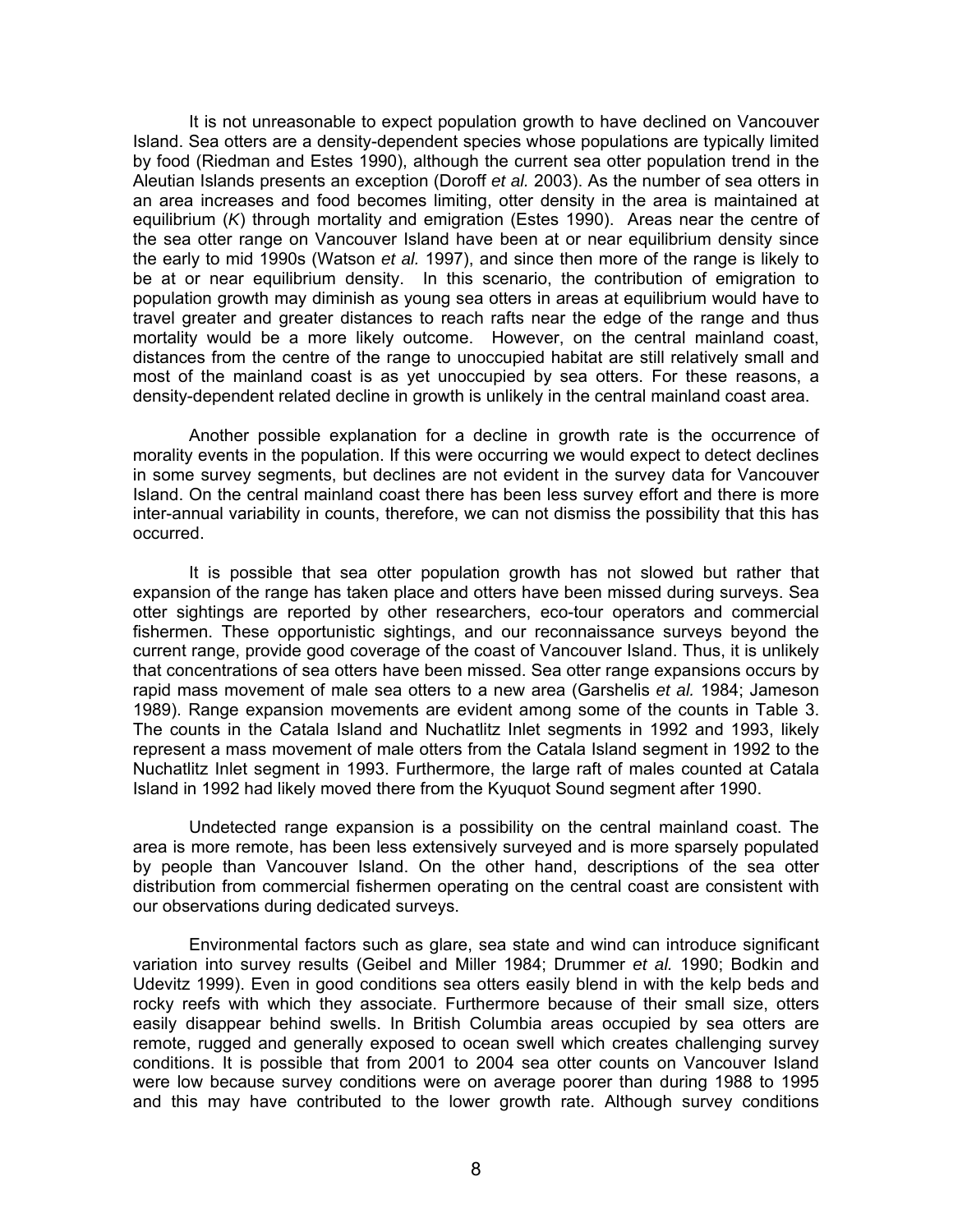It is not unreasonable to expect population growth to have declined on Vancouver Island. Sea otters are a density-dependent species whose populations are typically limited by food (Riedman and Estes 1990), although the current sea otter population trend in the Aleutian Islands presents an exception (Doroff *et al.* 2003). As the number of sea otters in an area increases and food becomes limiting, otter density in the area is maintained at equilibrium (*K*) through mortality and emigration (Estes 1990). Areas near the centre of the sea otter range on Vancouver Island have been at or near equilibrium density since the early to mid 1990s (Watson *et al.* 1997), and since then more of the range is likely to be at or near equilibrium density. In this scenario, the contribution of emigration to population growth may diminish as young sea otters in areas at equilibrium would have to travel greater and greater distances to reach rafts near the edge of the range and thus mortality would be a more likely outcome. However, on the central mainland coast, distances from the centre of the range to unoccupied habitat are still relatively small and most of the mainland coast is as yet unoccupied by sea otters. For these reasons, a density-dependent related decline in growth is unlikely in the central mainland coast area.

Another possible explanation for a decline in growth rate is the occurrence of morality events in the population. If this were occurring we would expect to detect declines in some survey segments, but declines are not evident in the survey data for Vancouver Island. On the central mainland coast there has been less survey effort and there is more inter-annual variability in counts, therefore, we can not dismiss the possibility that this has occurred.

It is possible that sea otter population growth has not slowed but rather that expansion of the range has taken place and otters have been missed during surveys. Sea otter sightings are reported by other researchers, eco-tour operators and commercial fishermen. These opportunistic sightings, and our reconnaissance surveys beyond the current range, provide good coverage of the coast of Vancouver Island. Thus, it is unlikely that concentrations of sea otters have been missed. Sea otter range expansions occurs by rapid mass movement of male sea otters to a new area (Garshelis *et al.* 1984; Jameson 1989). Range expansion movements are evident among some of the counts in Table 3. The counts in the Catala Island and Nuchatlitz Inlet segments in 1992 and 1993, likely represent a mass movement of male otters from the Catala Island segment in 1992 to the Nuchatlitz Inlet segment in 1993. Furthermore, the large raft of males counted at Catala Island in 1992 had likely moved there from the Kyuquot Sound segment after 1990.

Undetected range expansion is a possibility on the central mainland coast. The area is more remote, has been less extensively surveyed and is more sparsely populated by people than Vancouver Island. On the other hand, descriptions of the sea otter distribution from commercial fishermen operating on the central coast are consistent with our observations during dedicated surveys.

Environmental factors such as glare, sea state and wind can introduce significant variation into survey results (Geibel and Miller 1984; Drummer *et al.* 1990; Bodkin and Udevitz 1999). Even in good conditions sea otters easily blend in with the kelp beds and rocky reefs with which they associate. Furthermore because of their small size, otters easily disappear behind swells. In British Columbia areas occupied by sea otters are remote, rugged and generally exposed to ocean swell which creates challenging survey conditions. It is possible that from 2001 to 2004 sea otter counts on Vancouver Island were low because survey conditions were on average poorer than during 1988 to 1995 and this may have contributed to the lower growth rate. Although survey conditions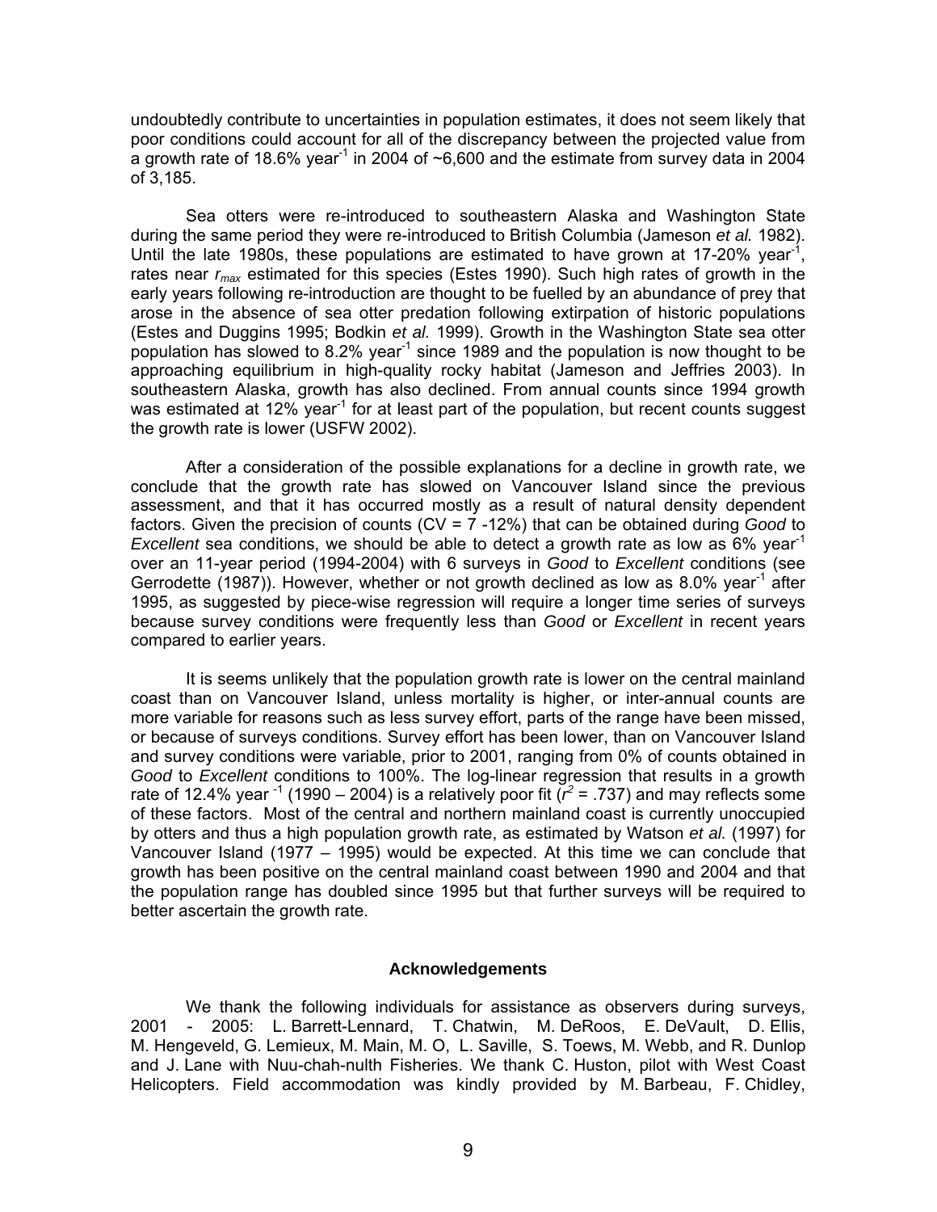undoubtedly contribute to uncertainties in population estimates, it does not seem likely that poor conditions could account for all of the discrepancy between the projected value from a growth rate of 18.6% year$^{-1}$ in 2004 of ~6,600 and the estimate from survey data in 2004 of 3,185.

Sea otters were re-introduced to southeastern Alaska and Washington State during the same period they were re-introduced to British Columbia (Jameson *et al.* 1982). Until the late 1980s, these populations are estimated to have grown at 17-20% year$^{-1}$, rates near $r_{max}$ estimated for this species (Estes 1990). Such high rates of growth in the early years following re-introduction are thought to be fuelled by an abundance of prey that arose in the absence of sea otter predation following extirpation of historic populations (Estes and Duggins 1995; Bodkin *et al.* 1999). Growth in the Washington State sea otter population has slowed to 8.2% year$^{-1}$ since 1989 and the population is now thought to be approaching equilibrium in high-quality rocky habitat (Jameson and Jeffries 2003). In southeastern Alaska, growth has also declined. From annual counts since 1994 growth was estimated at 12% year$^{-1}$ for at least part of the population, but recent counts suggest the growth rate is lower (USFW 2002).

After a consideration of the possible explanations for a decline in growth rate, we conclude that the growth rate has slowed on Vancouver Island since the previous assessment, and that it has occurred mostly as a result of natural density dependent factors. Given the precision of counts (CV = 7 -12%) that can be obtained during *Good* to *Excellent* sea conditions, we should be able to detect a growth rate as low as 6% year$^{-1}$ over an 11-year period (1994-2004) with 6 surveys in *Good* to *Excellent* conditions (see Gerrodette (1987)). However, whether or not growth declined as low as 8.0% year$^{-1}$ after 1995, as suggested by piece-wise regression will require a longer time series of surveys because survey conditions were frequently less than *Good* or *Excellent* in recent years compared to earlier years.

It is seems unlikely that the population growth rate is lower on the central mainland coast than on Vancouver Island, unless mortality is higher, or inter-annual counts are more variable for reasons such as less survey effort, parts of the range have been missed, or because of surveys conditions. Survey effort has been lower, than on Vancouver Island and survey conditions were variable, prior to 2001, ranging from 0% of counts obtained in *Good* to *Excellent* conditions to 100%. The log-linear regression that results in a growth rate of 12.4% year$^{-1}$ (1990 – 2004) is a relatively poor fit ($r^2$ = .737) and may reflects some of these factors. Most of the central and northern mainland coast is currently unoccupied by otters and thus a high population growth rate, as estimated by Watson *et al.* (1997) for Vancouver Island (1977 – 1995) would be expected. At this time we can conclude that growth has been positive on the central mainland coast between 1990 and 2004 and that the population range has doubled since 1995 but that further surveys will be required to better ascertain the growth rate.

## Acknowledgements

We thank the following individuals for assistance as observers during surveys, 2001 - 2005: L. Barrett-Lennard, T. Chatwin, M. DeRoos, E. DeVault, D. Ellis, M. Hengeveld, G. Lemieux, M. Main, M. O, L. Saville, S. Toews, M. Webb, and R. Dunlop and J. Lane with Nuu-chah-nulth Fisheries. We thank C. Huston, pilot with West Coast Helicopters. Field accommodation was kindly provided by M. Barbeau, F. Chidley,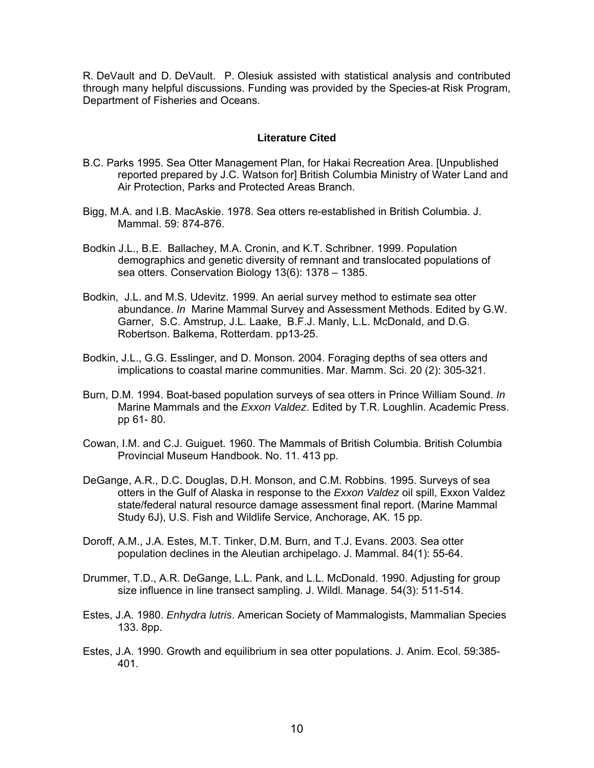R. DeVault and D. DeVault. P. Olesiuk assisted with statistical analysis and contributed through many helpful discussions. Funding was provided by the Species-at Risk Program, Department of Fisheries and Oceans.

## Literature Cited

B.C. Parks 1995. Sea Otter Management Plan, for Hakai Recreation Area. [Unpublished reported prepared by J.C. Watson for] British Columbia Ministry of Water Land and Air Protection, Parks and Protected Areas Branch.

Bigg, M.A. and I.B. MacAskie. 1978. Sea otters re-established in British Columbia. J. Mammal. 59: 874-876.

Bodkin J.L., B.E. Ballachey, M.A. Cronin, and K.T. Schribner. 1999. Population demographics and genetic diversity of remnant and translocated populations of sea otters. Conservation Biology 13(6): 1378 – 1385.

Bodkin, J.L. and M.S. Udevitz. 1999. An aerial survey method to estimate sea otter abundance. *In* Marine Mammal Survey and Assessment Methods. Edited by G.W. Garner, S.C. Amstrup, J.L. Laake, B.F.J. Manly, L.L. McDonald, and D.G. Robertson. Balkema, Rotterdam. pp13-25.

Bodkin, J.L., G.G. Esslinger, and D. Monson. 2004. Foraging depths of sea otters and implications to coastal marine communities. Mar. Mamm. Sci. 20 (2): 305-321.

Burn, D.M. 1994. Boat-based population surveys of sea otters in Prince William Sound. *In* Marine Mammals and the *Exxon Valdez*. Edited by T.R. Loughlin. Academic Press. pp 61- 80.

Cowan, I.M. and C.J. Guiguet. 1960. The Mammals of British Columbia. British Columbia Provincial Museum Handbook. No. 11. 413 pp.

DeGange, A.R., D.C. Douglas, D.H. Monson, and C.M. Robbins. 1995. Surveys of sea otters in the Gulf of Alaska in response to the *Exxon Valdez* oil spill, Exxon Valdez state/federal natural resource damage assessment final report. (Marine Mammal Study 6J), U.S. Fish and Wildlife Service, Anchorage, AK. 15 pp.

Doroff, A.M., J.A. Estes, M.T. Tinker, D.M. Burn, and T.J. Evans. 2003. Sea otter population declines in the Aleutian archipelago. J. Mammal. 84(1): 55-64.

Drummer, T.D., A.R. DeGange, L.L. Pank, and L.L. McDonald. 1990. Adjusting for group size influence in line transect sampling. J. Wildl. Manage. 54(3): 511-514.

Estes, J.A. 1980. *Enhydra lutris*. American Society of Mammalogists, Mammalian Species 133. 8pp.

Estes, J.A. 1990. Growth and equilibrium in sea otter populations. J. Anim. Ecol. 59:385-401.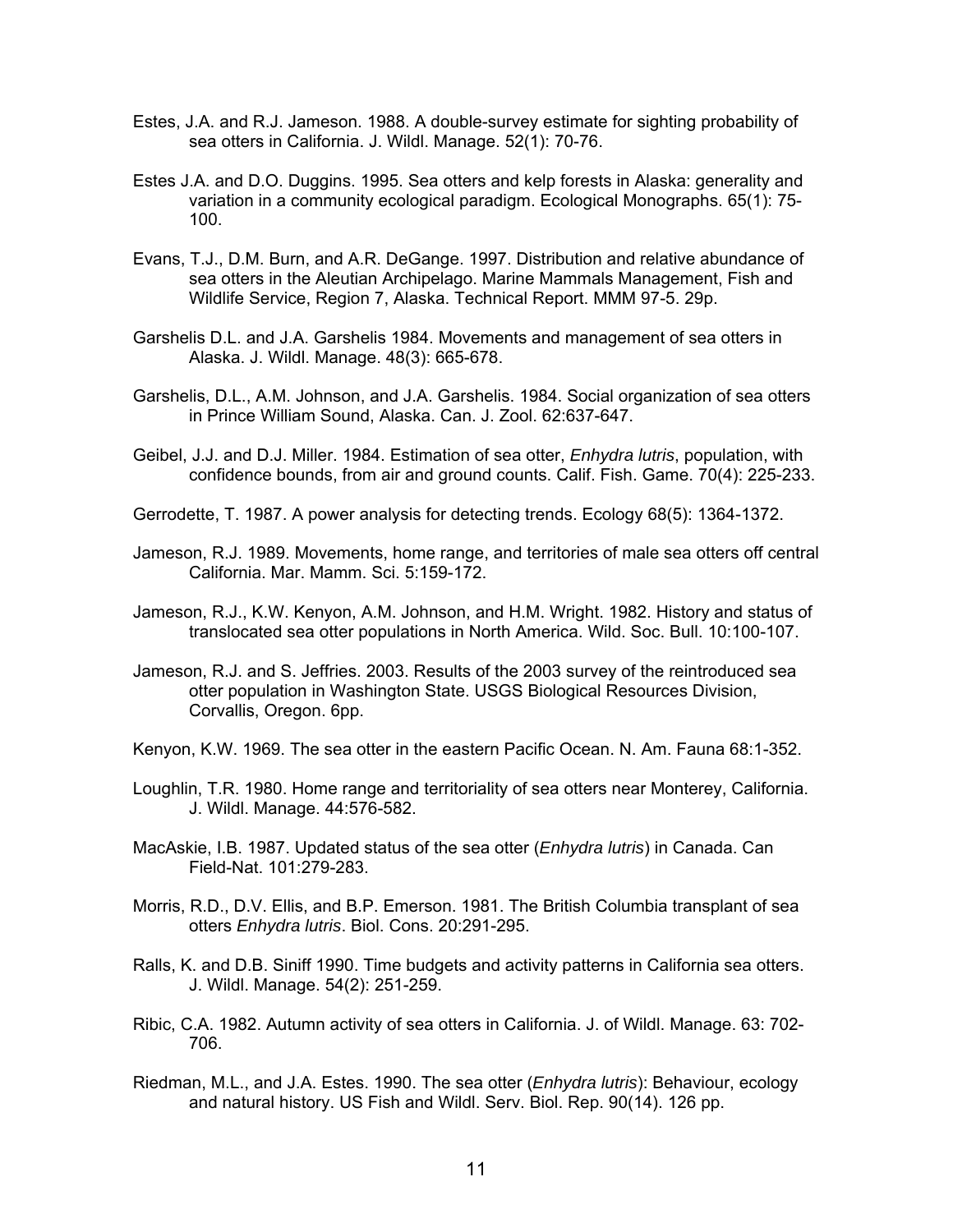Estes, J.A. and R.J. Jameson. 1988. A double-survey estimate for sighting probability of sea otters in California. J. Wildl. Manage. 52(1): 70-76.

Estes J.A. and D.O. Duggins. 1995. Sea otters and kelp forests in Alaska: generality and variation in a community ecological paradigm. Ecological Monographs. 65(1): 75-100.

Evans, T.J., D.M. Burn, and A.R. DeGange. 1997. Distribution and relative abundance of sea otters in the Aleutian Archipelago. Marine Mammals Management, Fish and Wildlife Service, Region 7, Alaska. Technical Report. MMM 97-5. 29p.

Garshelis D.L. and J.A. Garshelis 1984. Movements and management of sea otters in Alaska. J. Wildl. Manage. 48(3): 665-678.

Garshelis, D.L., A.M. Johnson, and J.A. Garshelis. 1984. Social organization of sea otters in Prince William Sound, Alaska. Can. J. Zool. 62:637-647.

Geibel, J.J. and D.J. Miller. 1984. Estimation of sea otter, *Enhydra lutris*, population, with confidence bounds, from air and ground counts. Calif. Fish. Game. 70(4): 225-233.

Gerrodette, T. 1987. A power analysis for detecting trends. Ecology 68(5): 1364-1372.

Jameson, R.J. 1989. Movements, home range, and territories of male sea otters off central California. Mar. Mamm. Sci. 5:159-172.

Jameson, R.J., K.W. Kenyon, A.M. Johnson, and H.M. Wright. 1982. History and status of translocated sea otter populations in North America. Wild. Soc. Bull. 10:100-107.

Jameson, R.J. and S. Jeffries. 2003. Results of the 2003 survey of the reintroduced sea otter population in Washington State. USGS Biological Resources Division, Corvallis, Oregon. 6pp.

Kenyon, K.W. 1969. The sea otter in the eastern Pacific Ocean. N. Am. Fauna 68:1-352.

Loughlin, T.R. 1980. Home range and territoriality of sea otters near Monterey, California. J. Wildl. Manage. 44:576-582.

MacAskie, I.B. 1987. Updated status of the sea otter (*Enhydra lutris*) in Canada. Can Field-Nat. 101:279-283.

Morris, R.D., D.V. Ellis, and B.P. Emerson. 1981. The British Columbia transplant of sea otters *Enhydra lutris*. Biol. Cons. 20:291-295.

Ralls, K. and D.B. Siniff 1990. Time budgets and activity patterns in California sea otters. J. Wildl. Manage. 54(2): 251-259.

Ribic, C.A. 1982. Autumn activity of sea otters in California. J. of Wildl. Manage. 63: 702-706.

Riedman, M.L., and J.A. Estes. 1990. The sea otter (*Enhydra lutris*): Behaviour, ecology and natural history. US Fish and Wildl. Serv. Biol. Rep. 90(14). 126 pp.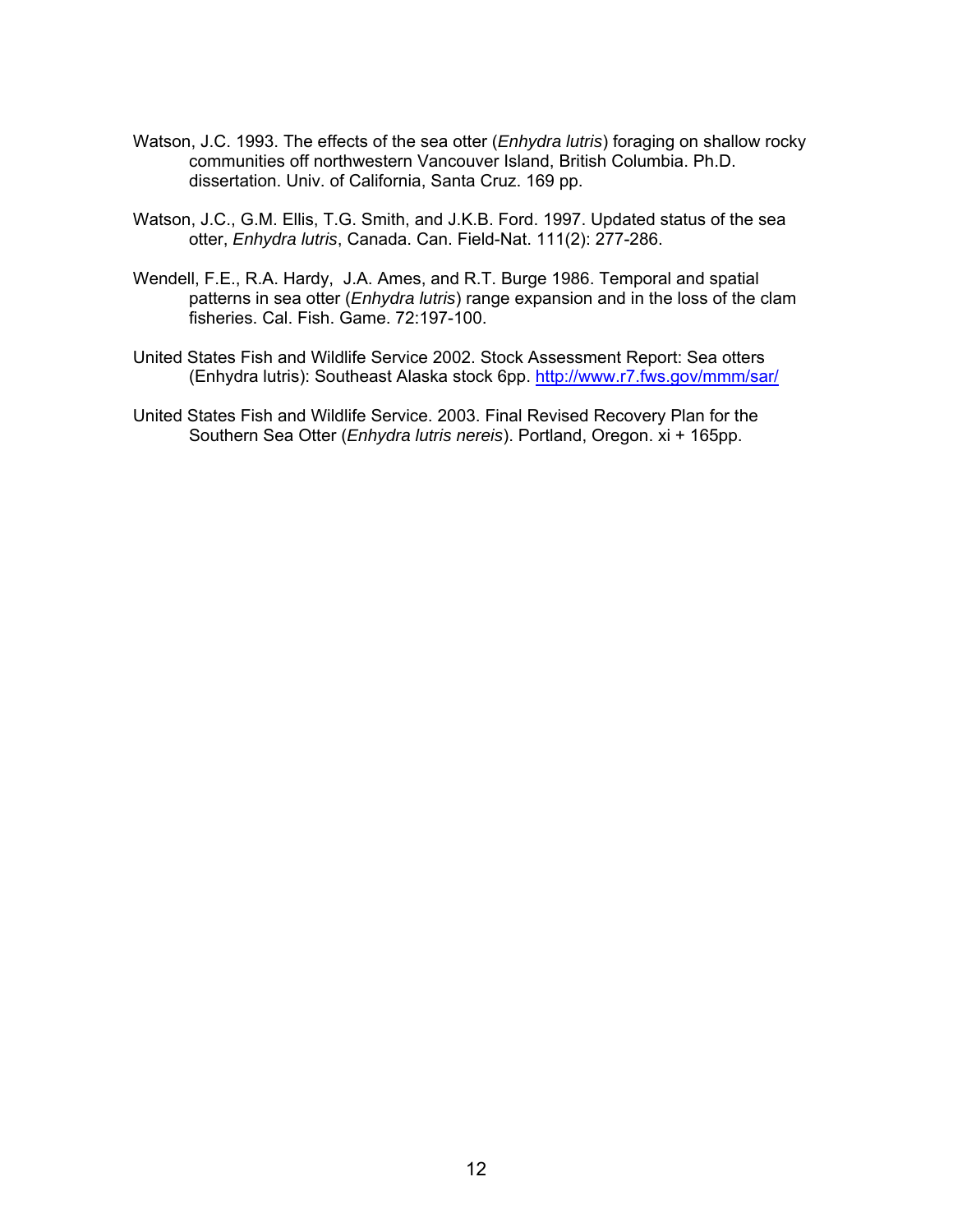Watson, J.C. 1993. The effects of the sea otter (*Enhydra lutris*) foraging on shallow rocky communities off northwestern Vancouver Island, British Columbia. Ph.D. dissertation. Univ. of California, Santa Cruz. 169 pp.

Watson, J.C., G.M. Ellis, T.G. Smith, and J.K.B. Ford. 1997. Updated status of the sea otter, *Enhydra lutris*, Canada. Can. Field-Nat. 111(2): 277-286.

Wendell, F.E., R.A. Hardy, J.A. Ames, and R.T. Burge 1986. Temporal and spatial patterns in sea otter (*Enhydra lutris*) range expansion and in the loss of the clam fisheries. Cal. Fish. Game. 72:197-100.

United States Fish and Wildlife Service 2002. Stock Assessment Report: Sea otters (Enhydra lutris): Southeast Alaska stock 6pp. http://www.r7.fws.gov/mmm/sar/

United States Fish and Wildlife Service. 2003. Final Revised Recovery Plan for the Southern Sea Otter (*Enhydra lutris nereis*). Portland, Oregon. xi + 165pp.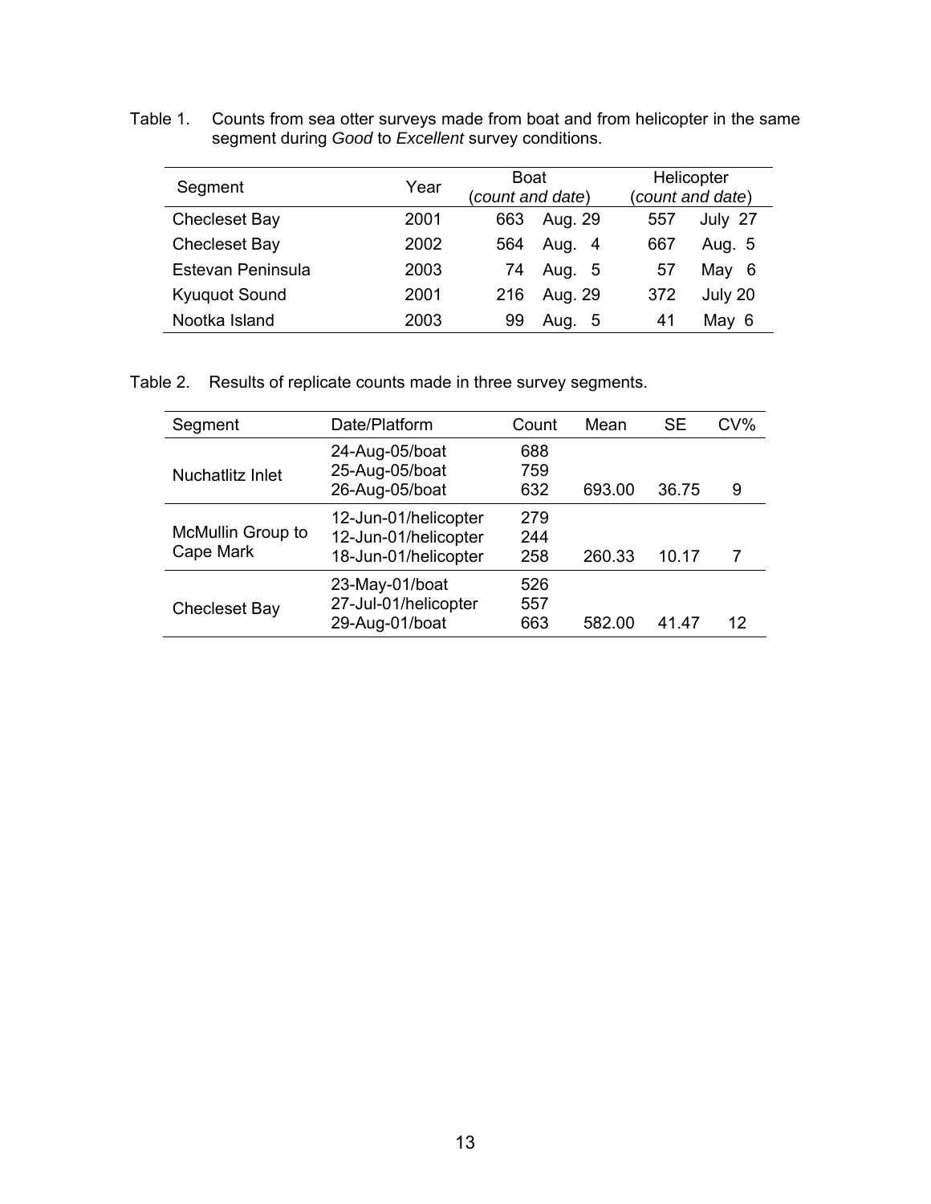Table 1. Counts from sea otter surveys made from boat and from helicopter in the same segment during *Good* to *Excellent* survey conditions.

| Segment | Year | Boat (*count and date*) | | Helicopter (*count and date*) | |
|---|---|---|---|---|---|
| Checleset Bay | 2001 | 663 | Aug. 29 | 557 | July 27 |
| Checleset Bay | 2002 | 564 | Aug. 4 | 667 | Aug. 5 |
| Estevan Peninsula | 2003 | 74 | Aug. 5 | 57 | May 6 |
| Kyuquot Sound | 2001 | 216 | Aug. 29 | 372 | July 20 |
| Nootka Island | 2003 | 99 | Aug. 5 | 41 | May 6 |

Table 2. Results of replicate counts made in three survey segments.

| Segment | Date/Platform | Count | Mean | SE | CV% |
|---|---|---|---|---|---|
| Nuchatlitz Inlet | 24-Aug-05/boat | 688 | | | |
| | 25-Aug-05/boat | 759 | | | |
| | 26-Aug-05/boat | 632 | 693.00 | 36.75 | 9 |
| McMullin Group to Cape Mark | 12-Jun-01/helicopter | 279 | | | |
| | 12-Jun-01/helicopter | 244 | | | |
| | 18-Jun-01/helicopter | 258 | 260.33 | 10.17 | 7 |
| Checleset Bay | 23-May-01/boat | 526 | | | |
| | 27-Jul-01/helicopter | 557 | | | |
| | 29-Aug-01/boat | 663 | 582.00 | 41.47 | 12 |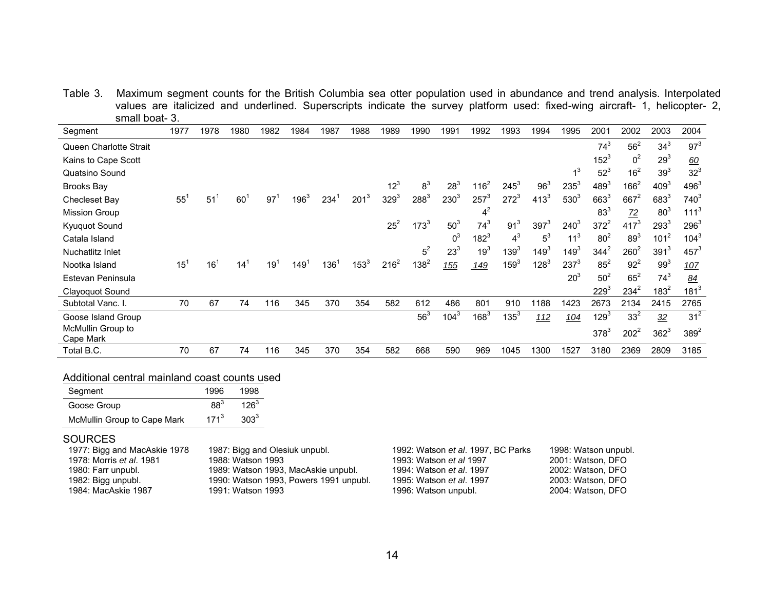Table 3. Maximum segment counts for the British Columbia sea otter population used in abundance and trend analysis. Interpolated values are italicized and underlined. Superscripts indicate the survey platform used: fixed-wing aircraft- 1, helicopter- 2, small boat- 3.

| Segment | 1977 | 1978 | 1980 | 1982 | 1984 | 1987 | 1988 | 1989 | 1990 | 1991 | 1992 | 1993 | 1994 | 1995 | 2001 | 2002 | 2003 | 2004 |
|---|---|---|---|---|---|---|---|---|---|---|---|---|---|---|---|---|---|---|
| Queen Charlotte Strait | | | | | | | | | | | | | | | 74[3] | 56[2] | 34[3] | 97[3] |
| Kains to Cape Scott | | | | | | | | | | | | | | | 152[3] | 0[2] | 29[3] | *60* |
| Quatsino Sound | | | | | | | | | | | | | | 1[3] | 52[3] | 16[2] | 39[3] | 32[3] |
| Brooks Bay | | | | | | | | 12[3] | 8[3] | 28[3] | 116[2] | 245[3] | 96[3] | 235[3] | 489[3] | 166[2] | 409[3] | 496[3] |
| Checleset Bay | 55[1] | 51[1] | 60[1] | 97[1] | 196[3] | 234[1] | 201[3] | 329[3] | 288[3] | 230[3] | 257[3] | 272[3] | 413[3] | 530[3] | 663[3] | 667[2] | 683[3] | 740[3] |
| Mission Group | | | | | | | | | | | 4[2] | | | | 83[3] | *72* | 80[3] | 111[3] |
| Kyuquot Sound | | | | | | | | 25[2] | 173[3] | 50[3] | 74[3] | 91[3] | 397[3] | 240[3] | 372[2] | 417[3] | 293[3] | 296[3] |
| Catala Island | | | | | | | | | | 0[3] | 182[3] | 4[3] | 5[3] | 11[3] | 80[2] | 89[3] | 101[2] | 104[3] |
| Nuchatlitz Inlet | | | | | | | | | 5[2] | 23[3] | 19[3] | 139[3] | 149[3] | 149[3] | 344[2] | 260[2] | 391[3] | 457[3] |
| Nootka Island | 15[1] | 16[1] | 14[1] | 19[1] | 149[1] | 136[1] | 153[3] | 216[2] | 138[2] | *155* | *149* | 159[3] | 128[3] | 237[3] | 85[2] | 92[2] | 99[3] | *107* |
| Estevan Peninsula | | | | | | | | | | | | | | 20[3] | 50[2] | 65[2] | 74[3] | *84* |
| Clayoquot Sound | | | | | | | | | | | | | | | 229[3] | 234[2] | 183[2] | 181[3] |
| Subtotal Vanc. I. | 70 | 67 | 74 | 116 | 345 | 370 | 354 | 582 | 612 | 486 | 801 | 910 | 1188 | 1423 | 2673 | 2134 | 2415 | 2765 |
| Goose Island Group | | | | | | | | | 56[3] | 104[3] | 168[3] | 135[3] | *112* | *104* | 129[3] | 33[2] | *32* | 31[2] |
| McMullin Group to Cape Mark | | | | | | | | | | | | | | | 378[3] | 202[2] | 362[3] | 389[2] |
| Total B.C. | 70 | 67 | 74 | 116 | 345 | 370 | 354 | 582 | 668 | 590 | 969 | 1045 | 1300 | 1527 | 3180 | 2369 | 2809 | 3185 |

Additional central mainland coast counts used

| Segment | 1996 | 1998 |
|---|---|---|
| Goose Group | 88[3] | 126[3] |
| McMullin Group to Cape Mark | 171[3] | 303[3] |

SOURCES

1977: Bigg and MacAskie 1978
1978: Morris *et al*. 1981
1980: Farr unpubl.
1982: Bigg unpubl.
1984: MacAskie 1987
1987: Bigg and Olesiuk unpubl.
1988: Watson 1993
1989: Watson 1993, MacAskie unpubl.
1990: Watson 1993, Powers 1991 unpubl.
1991: Watson 1993
1992: Watson *et al*. 1997, BC Parks
1993: Watson *et al* 1997
1994: Watson *et al*. 1997
1995: Watson *et al*. 1997
1996: Watson unpubl.
1998: Watson unpubl.
2001: Watson, DFO
2002: Watson, DFO
2003: Watson, DFO
2004: Watson, DFO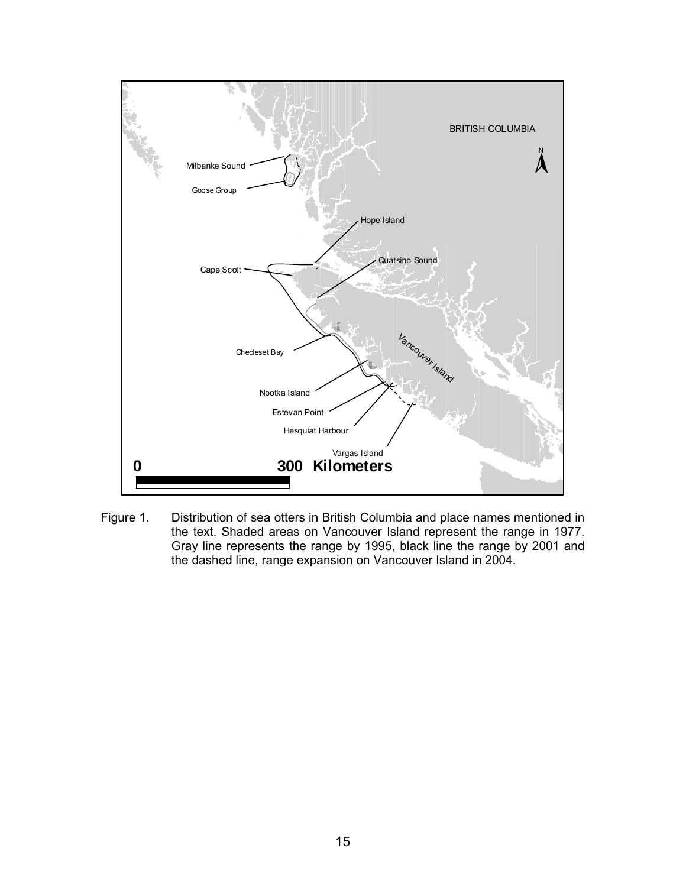Figure 1. Distribution of sea otters in British Columbia and place names mentioned in the text. Shaded areas on Vancouver Island represent the range in 1977. Gray line represents the range by 1995, black line the range by 2001 and the dashed line, range expansion on Vancouver Island in 2004.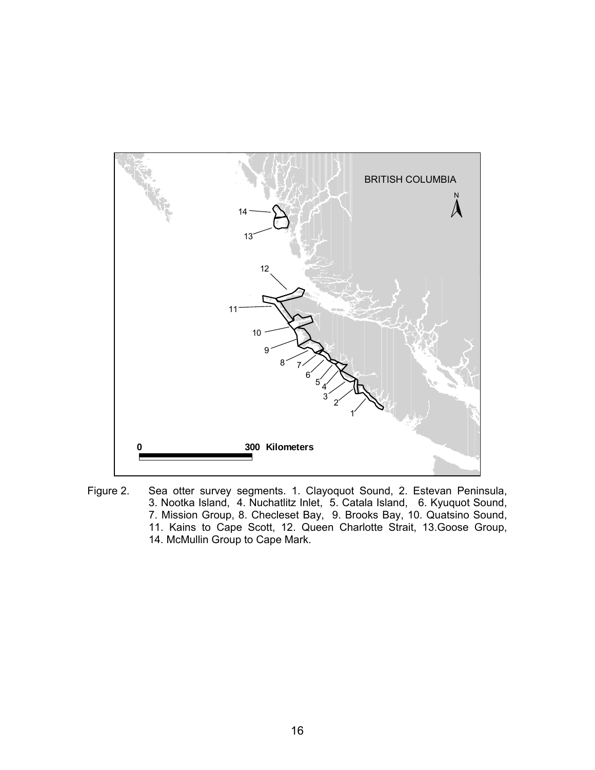Figure 2. Sea otter survey segments. 1. Clayoquot Sound, 2. Estevan Peninsula, 3. Nootka Island, 4. Nuchatlitz Inlet, 5. Catala Island, 6. Kyuquot Sound, 7. Mission Group, 8. Checleset Bay, 9. Brooks Bay, 10. Quatsino Sound, 11. Kains to Cape Scott, 12. Queen Charlotte Strait, 13.Goose Group, 14. McMullin Group to Cape Mark.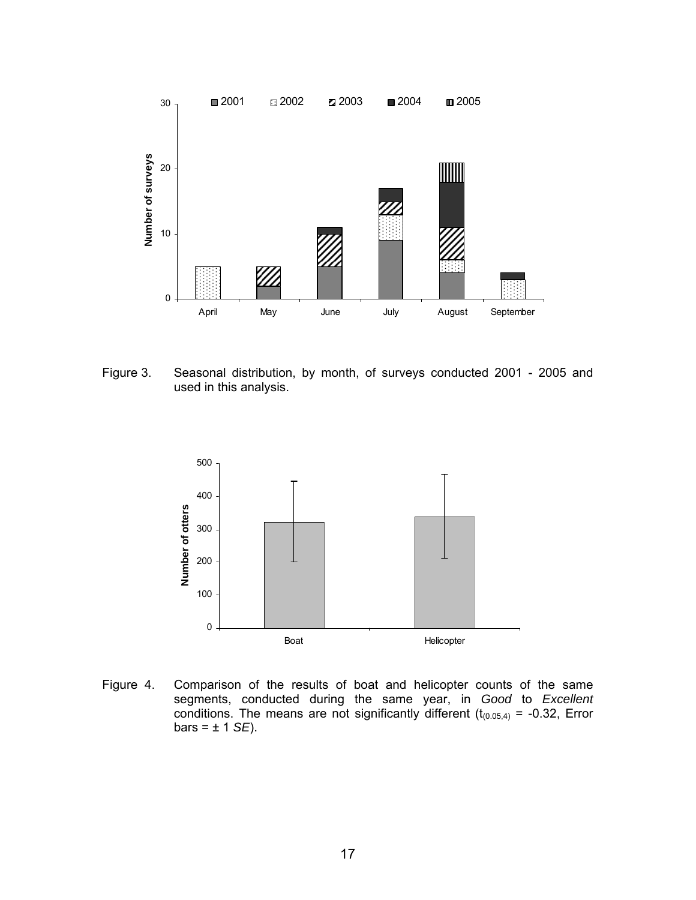Figure 3. Seasonal distribution, by month, of surveys conducted 2001 - 2005 and used in this analysis.

Figure 4. Comparison of the results of boat and helicopter counts of the same segments, conducted during the same year, in *Good* to *Excellent* conditions. The means are not significantly different ($t_{(0.05,4)}$ = -0.32, Error bars = ± 1 *SE*).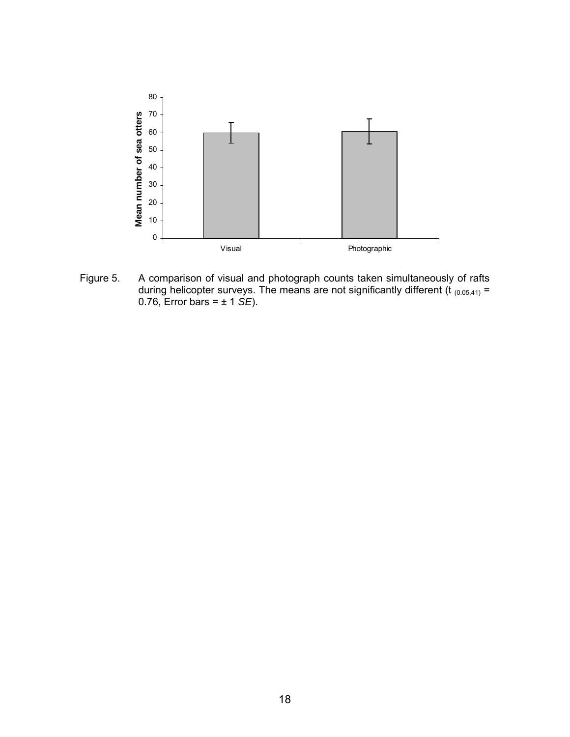Figure 5. A comparison of visual and photograph counts taken simultaneously of rafts during helicopter surveys. The means are not significantly different ($t_{(0.05,41)}$ = 0.76, Error bars = ± 1 *SE*).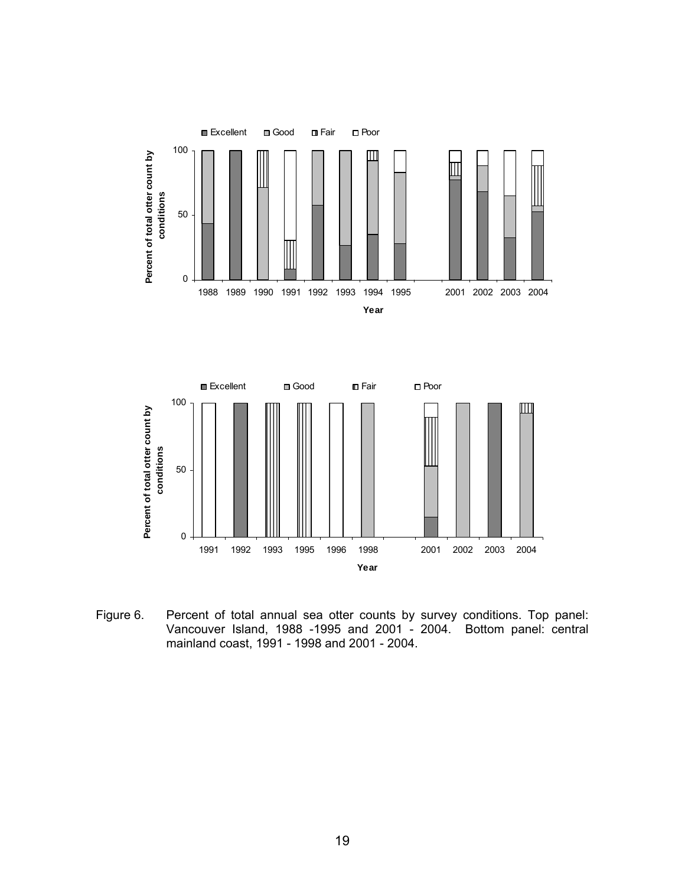Figure 6. Percent of total annual sea otter counts by survey conditions. Top panel: Vancouver Island, 1988 -1995 and 2001 - 2004. Bottom panel: central mainland coast, 1991 - 1998 and 2001 - 2004.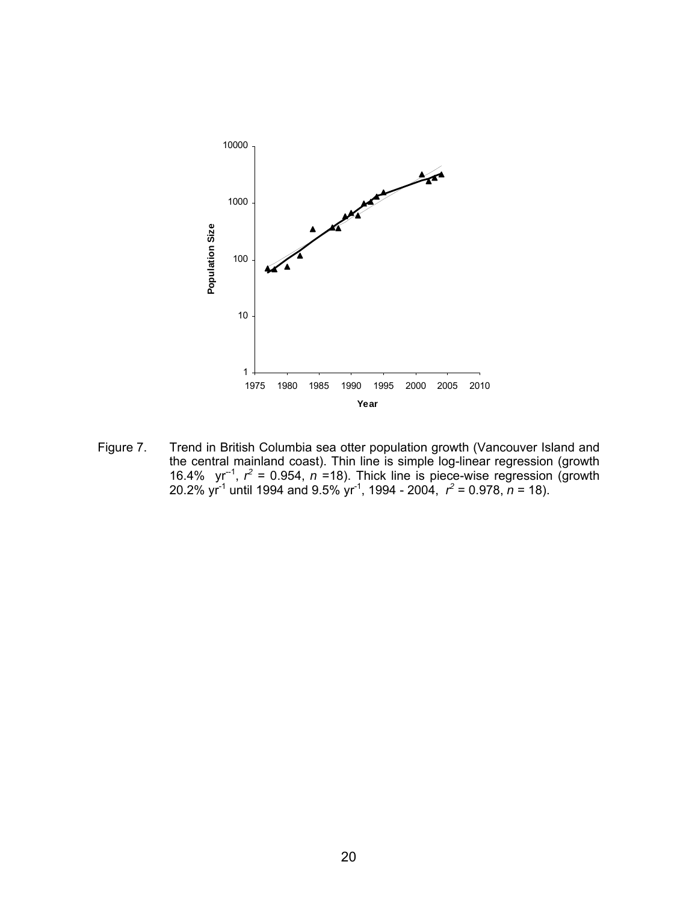Figure 7. Trend in British Columbia sea otter population growth (Vancouver Island and the central mainland coast). Thin line is simple log-linear regression (growth 16.4% $yr^{-1}$, $r^2$ = 0.954, $n$ =18). Thick line is piece-wise regression (growth 20.2% $yr^{-1}$ until 1994 and 9.5% $yr^{-1}$, 1994 - 2004, $r^2$ = 0.978, $n$ = 18).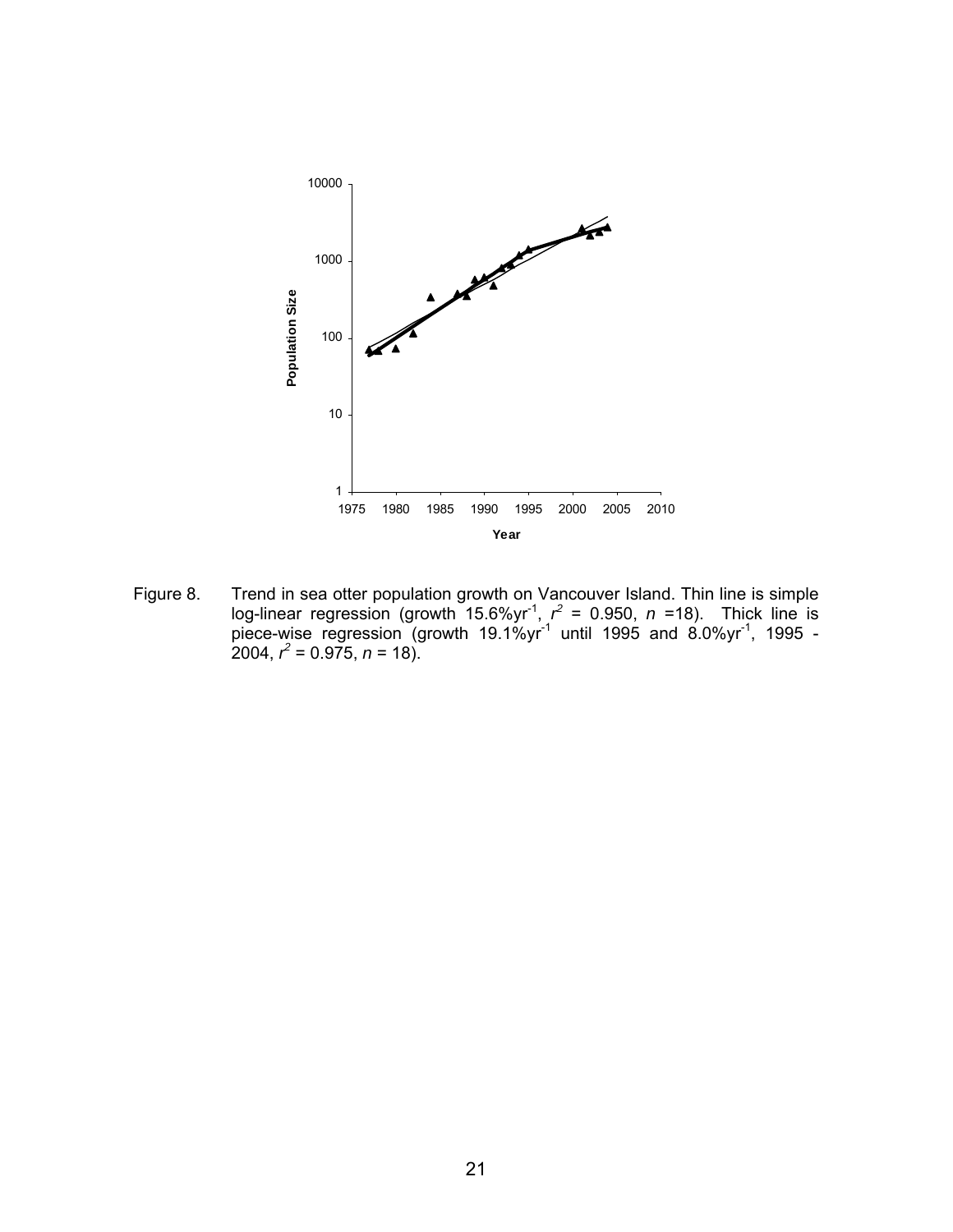Figure 8. Trend in sea otter population growth on Vancouver Island. Thin line is simple log-linear regression (growth 15.6%$yr^{-1}$, $r^2$ = 0.950, $n$ =18). Thick line is piece-wise regression (growth 19.1%$yr^{-1}$ until 1995 and 8.0%$yr^{-1}$, 1995 - 2004, $r^2$ = 0.975, $n$ = 18).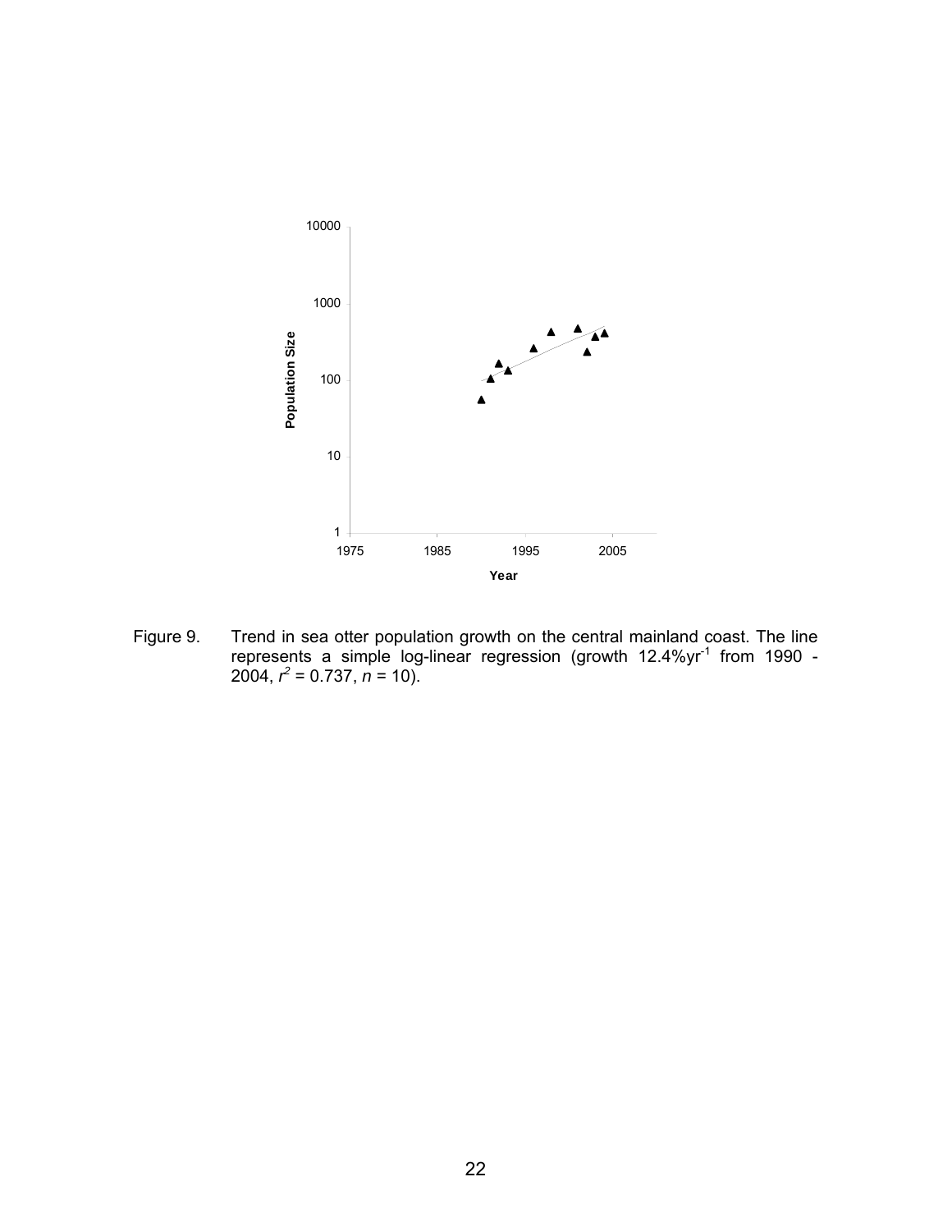10000

1000

100

10

1

Population Size

1975

1985

1995

2005

Year

Figure 9. Trend in sea otter population growth on the central mainland coast. The line represents a simple log-linear regression (growth 12.4%$yr^{-1}$ from 1990 - 2004, $r^2$ = 0.737, $n$ = 10).